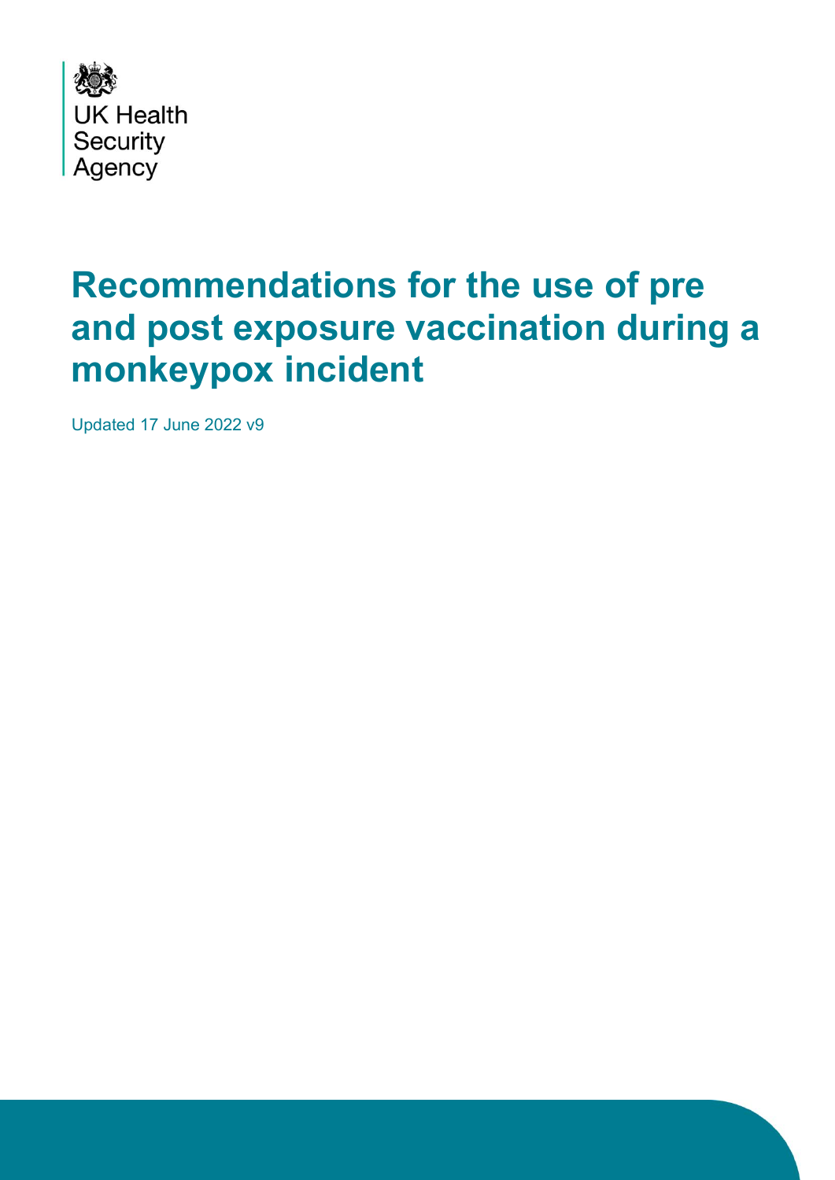UK Health Security Agency

# Recommendations for the use of pre and post exposure vaccination during a monkeypox incident

Updated 17 June 2022 v9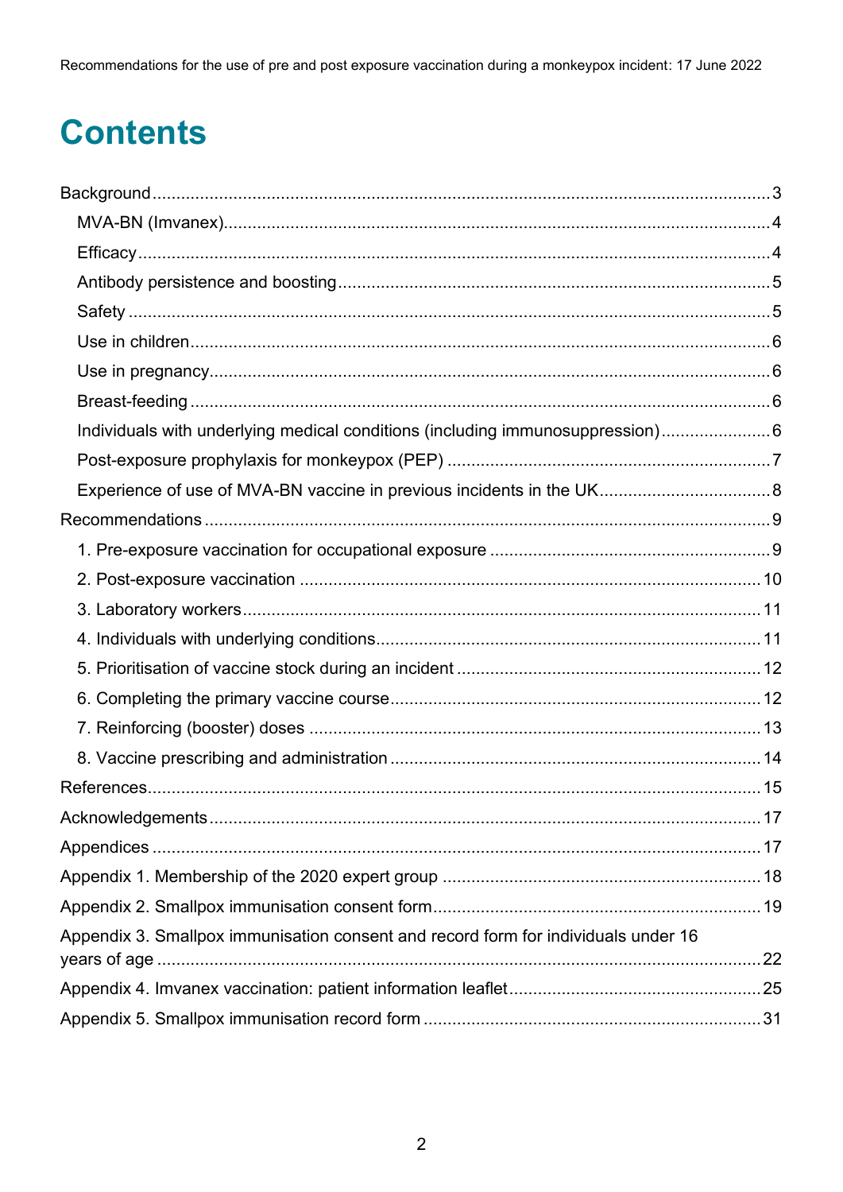# Contents

Background ..... 3
- MVA-BN (Imvanex) ..... 4
- Efficacy ..... 4
- Antibody persistence and boosting ..... 5
- Safety ..... 5
- Use in children ..... 6
- Use in pregnancy ..... 6
- Breast-feeding ..... 6
- Individuals with underlying medical conditions (including immunosuppression) ..... 6
- Post-exposure prophylaxis for monkeypox (PEP) ..... 7
- Experience of use of MVA-BN vaccine in previous incidents in the UK ..... 8

Recommendations ..... 9
- 1. Pre-exposure vaccination for occupational exposure ..... 9
- 2. Post-exposure vaccination ..... 10
- 3. Laboratory workers ..... 11
- 4. Individuals with underlying conditions ..... 11
- 5. Prioritisation of vaccine stock during an incident ..... 12
- 6. Completing the primary vaccine course ..... 12
- 7. Reinforcing (booster) doses ..... 13
- 8. Vaccine prescribing and administration ..... 14

References ..... 15

Acknowledgements ..... 17

Appendices ..... 17

Appendix 1. Membership of the 2020 expert group ..... 18

Appendix 2. Smallpox immunisation consent form ..... 19

Appendix 3. Smallpox immunisation consent and record form for individuals under 16 years of age ..... 22

Appendix 4. Imvanex vaccination: patient information leaflet ..... 25

Appendix 5. Smallpox immunisation record form ..... 31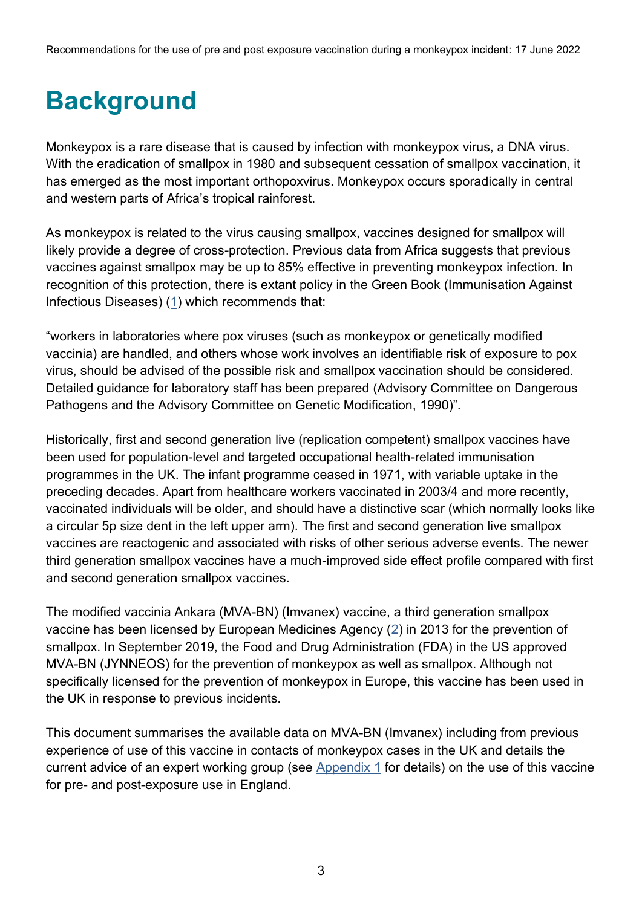# Background

Monkeypox is a rare disease that is caused by infection with monkeypox virus, a DNA virus. With the eradication of smallpox in 1980 and subsequent cessation of smallpox vaccination, it has emerged as the most important orthopoxvirus. Monkeypox occurs sporadically in central and western parts of Africa's tropical rainforest.

As monkeypox is related to the virus causing smallpox, vaccines designed for smallpox will likely provide a degree of cross-protection. Previous data from Africa suggests that previous vaccines against smallpox may be up to 85% effective in preventing monkeypox infection. In recognition of this protection, there is extant policy in the Green Book (Immunisation Against Infectious Diseases) (1) which recommends that:

"workers in laboratories where pox viruses (such as monkeypox or genetically modified vaccinia) are handled, and others whose work involves an identifiable risk of exposure to pox virus, should be advised of the possible risk and smallpox vaccination should be considered. Detailed guidance for laboratory staff has been prepared (Advisory Committee on Dangerous Pathogens and the Advisory Committee on Genetic Modification, 1990)".

Historically, first and second generation live (replication competent) smallpox vaccines have been used for population-level and targeted occupational health-related immunisation programmes in the UK. The infant programme ceased in 1971, with variable uptake in the preceding decades. Apart from healthcare workers vaccinated in 2003/4 and more recently, vaccinated individuals will be older, and should have a distinctive scar (which normally looks like a circular 5p size dent in the left upper arm). The first and second generation live smallpox vaccines are reactogenic and associated with risks of other serious adverse events. The newer third generation smallpox vaccines have a much-improved side effect profile compared with first and second generation smallpox vaccines.

The modified vaccinia Ankara (MVA-BN) (Imvanex) vaccine, a third generation smallpox vaccine has been licensed by European Medicines Agency (2) in 2013 for the prevention of smallpox. In September 2019, the Food and Drug Administration (FDA) in the US approved MVA-BN (JYNNEOS) for the prevention of monkeypox as well as smallpox. Although not specifically licensed for the prevention of monkeypox in Europe, this vaccine has been used in the UK in response to previous incidents.

This document summarises the available data on MVA-BN (Imvanex) including from previous experience of use of this vaccine in contacts of monkeypox cases in the UK and details the current advice of an expert working group (see Appendix 1 for details) on the use of this vaccine for pre- and post-exposure use in England.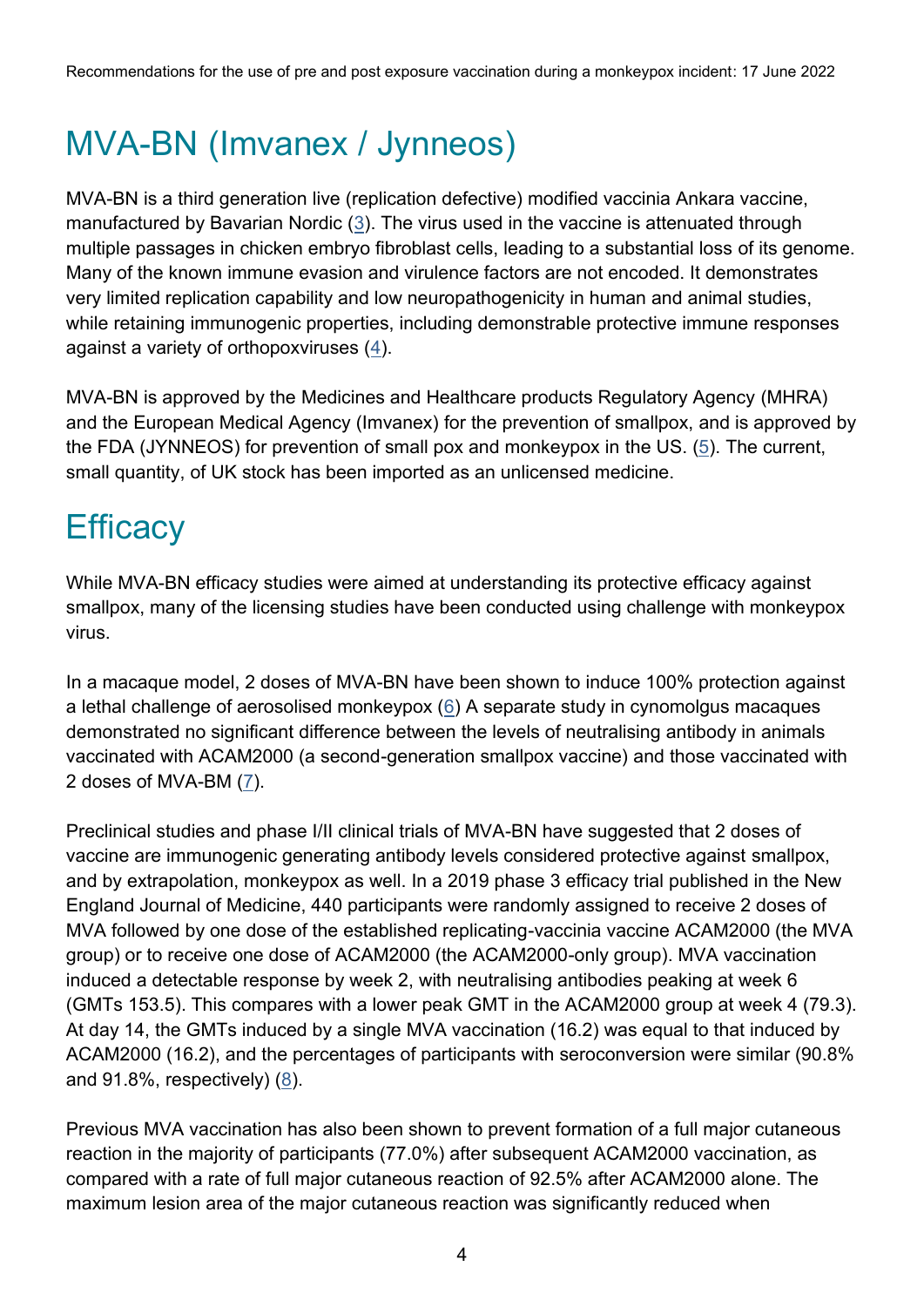# MVA-BN (Imvanex / Jynneos)

MVA-BN is a third generation live (replication defective) modified vaccinia Ankara vaccine, manufactured by Bavarian Nordic (3). The virus used in the vaccine is attenuated through multiple passages in chicken embryo fibroblast cells, leading to a substantial loss of its genome. Many of the known immune evasion and virulence factors are not encoded. It demonstrates very limited replication capability and low neuropathogenicity in human and animal studies, while retaining immunogenic properties, including demonstrable protective immune responses against a variety of orthopoxviruses (4).

MVA-BN is approved by the Medicines and Healthcare products Regulatory Agency (MHRA) and the European Medical Agency (Imvanex) for the prevention of smallpox, and is approved by the FDA (JYNNEOS) for prevention of small pox and monkeypox in the US. (5). The current, small quantity, of UK stock has been imported as an unlicensed medicine.

# Efficacy

While MVA-BN efficacy studies were aimed at understanding its protective efficacy against smallpox, many of the licensing studies have been conducted using challenge with monkeypox virus.

In a macaque model, 2 doses of MVA-BN have been shown to induce 100% protection against a lethal challenge of aerosolised monkeypox (6) A separate study in cynomolgus macaques demonstrated no significant difference between the levels of neutralising antibody in animals vaccinated with ACAM2000 (a second-generation smallpox vaccine) and those vaccinated with 2 doses of MVA-BM (7).

Preclinical studies and phase I/II clinical trials of MVA-BN have suggested that 2 doses of vaccine are immunogenic generating antibody levels considered protective against smallpox, and by extrapolation, monkeypox as well. In a 2019 phase 3 efficacy trial published in the New England Journal of Medicine, 440 participants were randomly assigned to receive 2 doses of MVA followed by one dose of the established replicating-vaccinia vaccine ACAM2000 (the MVA group) or to receive one dose of ACAM2000 (the ACAM2000-only group). MVA vaccination induced a detectable response by week 2, with neutralising antibodies peaking at week 6 (GMTs 153.5). This compares with a lower peak GMT in the ACAM2000 group at week 4 (79.3). At day 14, the GMTs induced by a single MVA vaccination (16.2) was equal to that induced by ACAM2000 (16.2), and the percentages of participants with seroconversion were similar (90.8% and 91.8%, respectively) (8).

Previous MVA vaccination has also been shown to prevent formation of a full major cutaneous reaction in the majority of participants (77.0%) after subsequent ACAM2000 vaccination, as compared with a rate of full major cutaneous reaction of 92.5% after ACAM2000 alone. The maximum lesion area of the major cutaneous reaction was significantly reduced when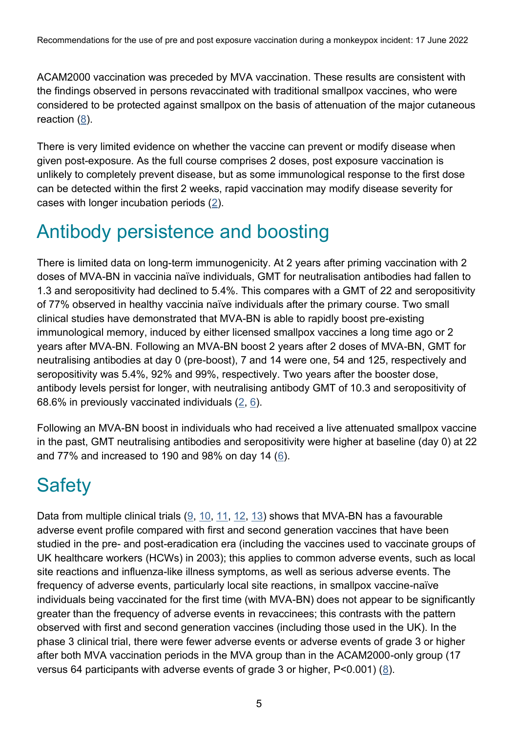ACAM2000 vaccination was preceded by MVA vaccination. These results are consistent with the findings observed in persons revaccinated with traditional smallpox vaccines, who were considered to be protected against smallpox on the basis of attenuation of the major cutaneous reaction (8).

There is very limited evidence on whether the vaccine can prevent or modify disease when given post-exposure. As the full course comprises 2 doses, post exposure vaccination is unlikely to completely prevent disease, but as some immunological response to the first dose can be detected within the first 2 weeks, rapid vaccination may modify disease severity for cases with longer incubation periods (2).

# Antibody persistence and boosting

There is limited data on long-term immunogenicity. At 2 years after priming vaccination with 2 doses of MVA-BN in vaccinia naïve individuals, GMT for neutralisation antibodies had fallen to 1.3 and seropositivity had declined to 5.4%. This compares with a GMT of 22 and seropositivity of 77% observed in healthy vaccinia naïve individuals after the primary course. Two small clinical studies have demonstrated that MVA-BN is able to rapidly boost pre-existing immunological memory, induced by either licensed smallpox vaccines a long time ago or 2 years after MVA-BN. Following an MVA-BN boost 2 years after 2 doses of MVA-BN, GMT for neutralising antibodies at day 0 (pre-boost), 7 and 14 were one, 54 and 125, respectively and seropositivity was 5.4%, 92% and 99%, respectively. Two years after the booster dose, antibody levels persist for longer, with neutralising antibody GMT of 10.3 and seropositivity of 68.6% in previously vaccinated individuals (2, 6).

Following an MVA-BN boost in individuals who had received a live attenuated smallpox vaccine in the past, GMT neutralising antibodies and seropositivity were higher at baseline (day 0) at 22 and 77% and increased to 190 and 98% on day 14 (6).

# Safety

Data from multiple clinical trials (9, 10, 11, 12, 13) shows that MVA-BN has a favourable adverse event profile compared with first and second generation vaccines that have been studied in the pre- and post-eradication era (including the vaccines used to vaccinate groups of UK healthcare workers (HCWs) in 2003); this applies to common adverse events, such as local site reactions and influenza-like illness symptoms, as well as serious adverse events. The frequency of adverse events, particularly local site reactions, in smallpox vaccine-naïve individuals being vaccinated for the first time (with MVA-BN) does not appear to be significantly greater than the frequency of adverse events in revaccinees; this contrasts with the pattern observed with first and second generation vaccines (including those used in the UK). In the phase 3 clinical trial, there were fewer adverse events or adverse events of grade 3 or higher after both MVA vaccination periods in the MVA group than in the ACAM2000-only group (17 versus 64 participants with adverse events of grade 3 or higher, $P<0.001$) (8).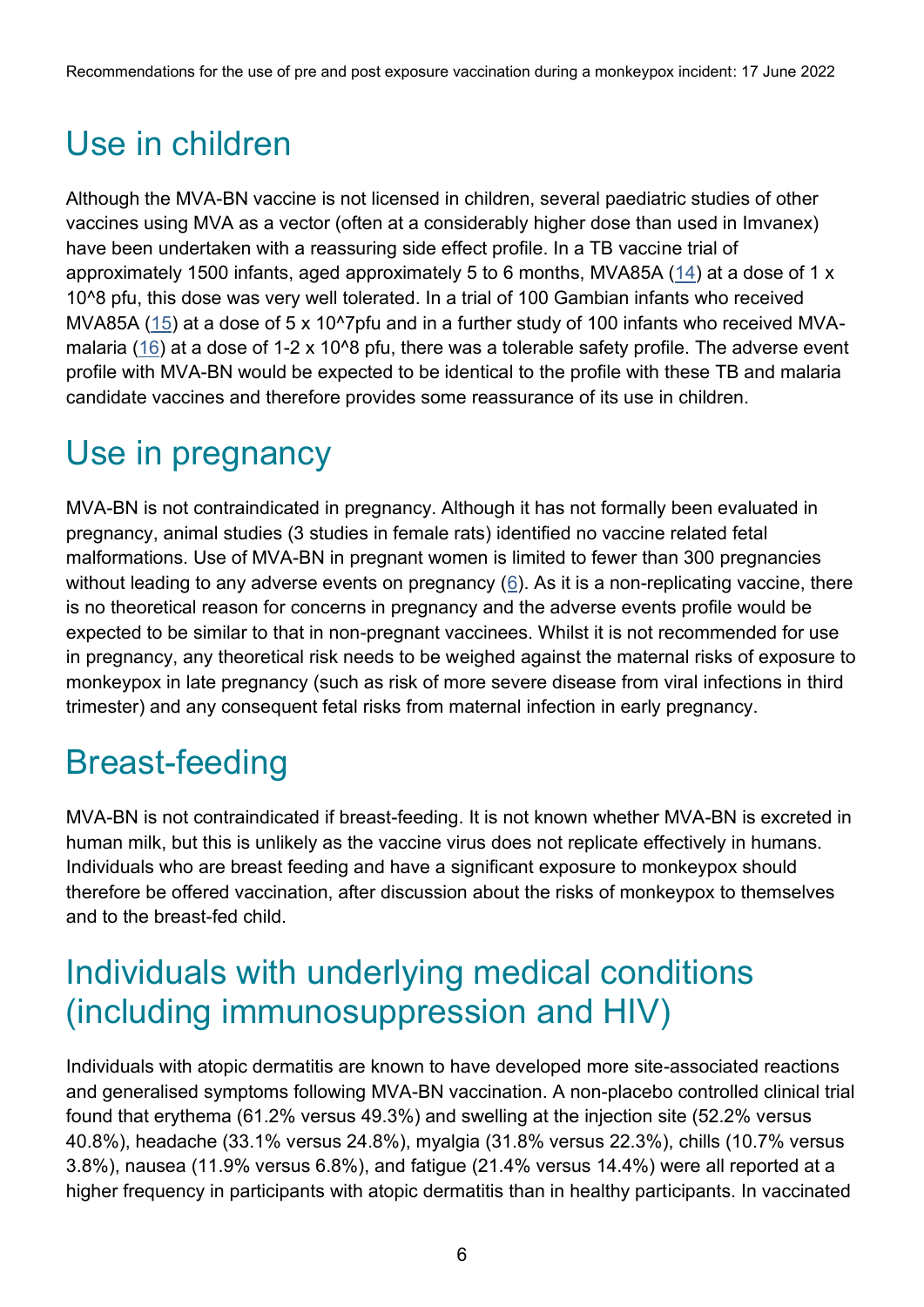## Use in children

Although the MVA-BN vaccine is not licensed in children, several paediatric studies of other vaccines using MVA as a vector (often at a considerably higher dose than used in Imvanex) have been undertaken with a reassuring side effect profile. In a TB vaccine trial of approximately 1500 infants, aged approximately 5 to 6 months, MVA85A (14) at a dose of 1 x $10^8$ pfu, this dose was very well tolerated. In a trial of 100 Gambian infants who received MVA85A (15) at a dose of 5 x $10^7$pfu and in a further study of 100 infants who received MVA-malaria (16) at a dose of 1-2 x $10^8$ pfu, there was a tolerable safety profile. The adverse event profile with MVA-BN would be expected to be identical to the profile with these TB and malaria candidate vaccines and therefore provides some reassurance of its use in children.

## Use in pregnancy

MVA-BN is not contraindicated in pregnancy. Although it has not formally been evaluated in pregnancy, animal studies (3 studies in female rats) identified no vaccine related fetal malformations. Use of MVA-BN in pregnant women is limited to fewer than 300 pregnancies without leading to any adverse events on pregnancy (6). As it is a non-replicating vaccine, there is no theoretical reason for concerns in pregnancy and the adverse events profile would be expected to be similar to that in non-pregnant vaccinees. Whilst it is not recommended for use in pregnancy, any theoretical risk needs to be weighed against the maternal risks of exposure to monkeypox in late pregnancy (such as risk of more severe disease from viral infections in third trimester) and any consequent fetal risks from maternal infection in early pregnancy.

## Breast-feeding

MVA-BN is not contraindicated if breast-feeding. It is not known whether MVA-BN is excreted in human milk, but this is unlikely as the vaccine virus does not replicate effectively in humans. Individuals who are breast feeding and have a significant exposure to monkeypox should therefore be offered vaccination, after discussion about the risks of monkeypox to themselves and to the breast-fed child.

## Individuals with underlying medical conditions (including immunosuppression and HIV)

Individuals with atopic dermatitis are known to have developed more site-associated reactions and generalised symptoms following MVA-BN vaccination. A non-placebo controlled clinical trial found that erythema (61.2% versus 49.3%) and swelling at the injection site (52.2% versus 40.8%), headache (33.1% versus 24.8%), myalgia (31.8% versus 22.3%), chills (10.7% versus 3.8%), nausea (11.9% versus 6.8%), and fatigue (21.4% versus 14.4%) were all reported at a higher frequency in participants with atopic dermatitis than in healthy participants. In vaccinated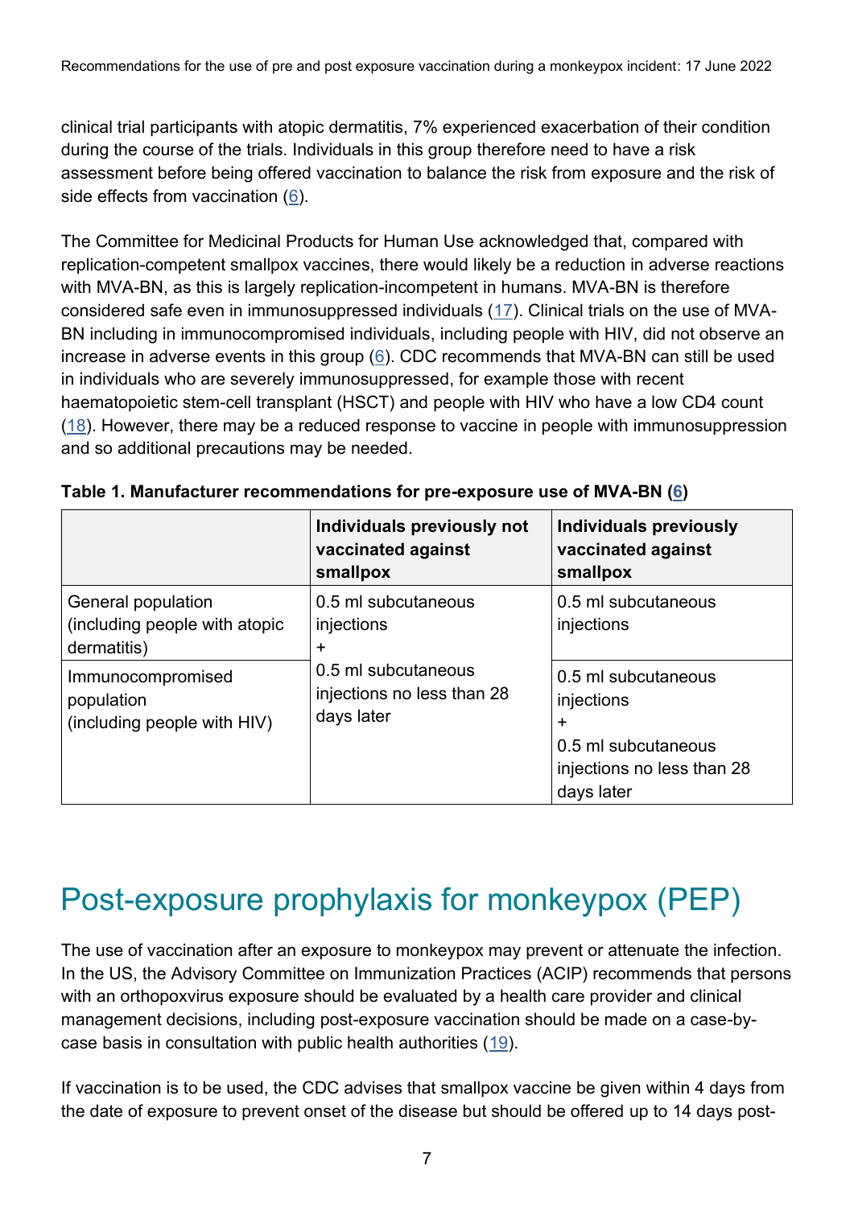clinical trial participants with atopic dermatitis, 7% experienced exacerbation of their condition during the course of the trials. Individuals in this group therefore need to have a risk assessment before being offered vaccination to balance the risk from exposure and the risk of side effects from vaccination (6).

The Committee for Medicinal Products for Human Use acknowledged that, compared with replication-competent smallpox vaccines, there would likely be a reduction in adverse reactions with MVA-BN, as this is largely replication-incompetent in humans. MVA-BN is therefore considered safe even in immunosuppressed individuals (17). Clinical trials on the use of MVA-BN including in immunocompromised individuals, including people with HIV, did not observe an increase in adverse events in this group (6). CDC recommends that MVA-BN can still be used in individuals who are severely immunosuppressed, for example those with recent haematopoietic stem-cell transplant (HSCT) and people with HIV who have a low CD4 count (18). However, there may be a reduced response to vaccine in people with immunosuppression and so additional precautions may be needed.

**Table 1. Manufacturer recommendations for pre-exposure use of MVA-BN (6)**

| | Individuals previously not vaccinated against smallpox | Individuals previously vaccinated against smallpox |
|---|---|---|
| General population (including people with atopic dermatitis) | 0.5 ml subcutaneous injections + 0.5 ml subcutaneous injections no less than 28 days later | 0.5 ml subcutaneous injections |
| Immunocompromised population (including people with HIV) | | 0.5 ml subcutaneous injections + 0.5 ml subcutaneous injections no less than 28 days later |

# Post-exposure prophylaxis for monkeypox (PEP)

The use of vaccination after an exposure to monkeypox may prevent or attenuate the infection. In the US, the Advisory Committee on Immunization Practices (ACIP) recommends that persons with an orthopoxvirus exposure should be evaluated by a health care provider and clinical management decisions, including post-exposure vaccination should be made on a case-by-case basis in consultation with public health authorities (19).

If vaccination is to be used, the CDC advises that smallpox vaccine be given within 4 days from the date of exposure to prevent onset of the disease but should be offered up to 14 days post-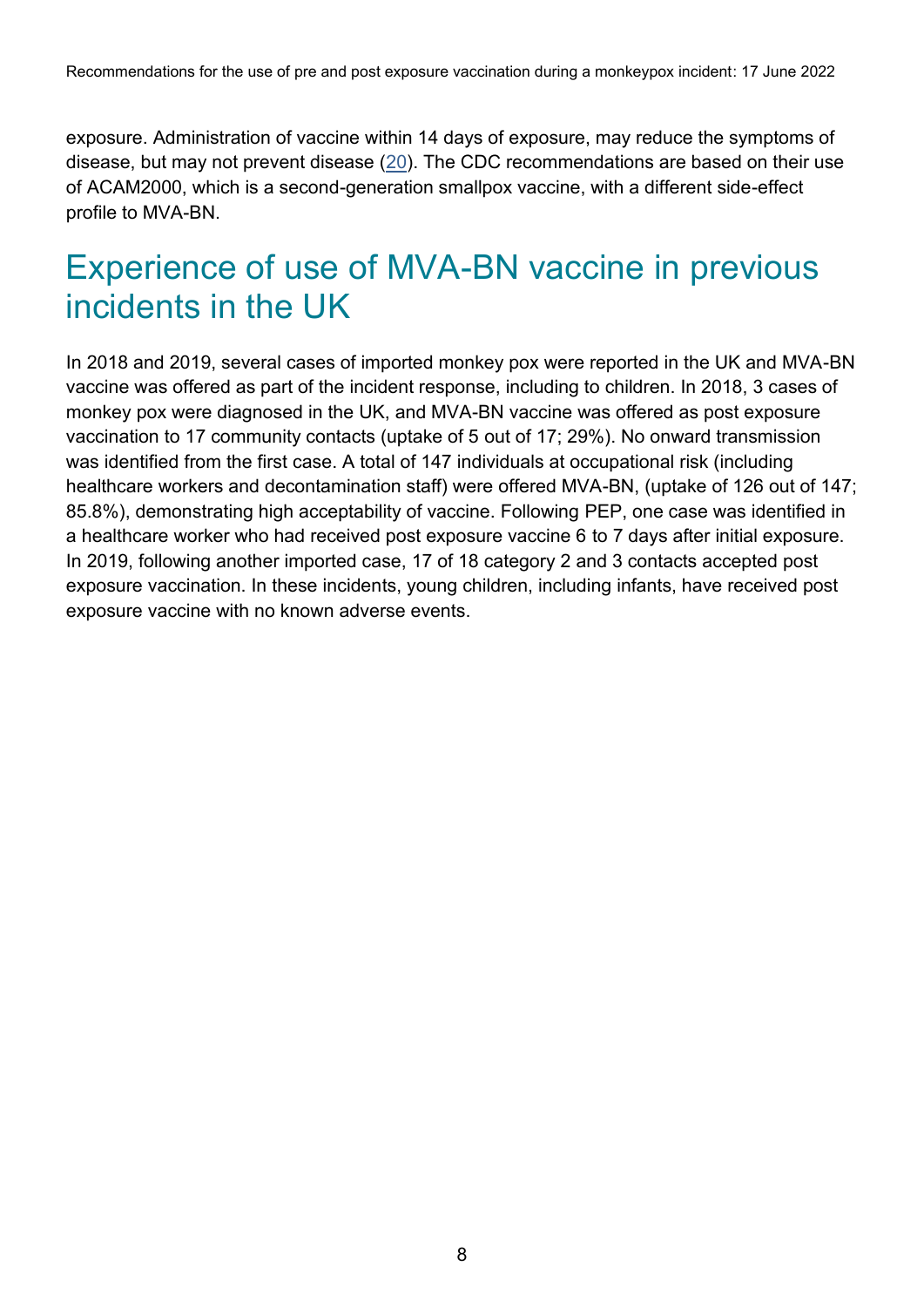exposure. Administration of vaccine within 14 days of exposure, may reduce the symptoms of disease, but may not prevent disease (20). The CDC recommendations are based on their use of ACAM2000, which is a second-generation smallpox vaccine, with a different side-effect profile to MVA-BN.

## Experience of use of MVA-BN vaccine in previous incidents in the UK

In 2018 and 2019, several cases of imported monkey pox were reported in the UK and MVA-BN vaccine was offered as part of the incident response, including to children. In 2018, 3 cases of monkey pox were diagnosed in the UK, and MVA-BN vaccine was offered as post exposure vaccination to 17 community contacts (uptake of 5 out of 17; 29%). No onward transmission was identified from the first case. A total of 147 individuals at occupational risk (including healthcare workers and decontamination staff) were offered MVA-BN, (uptake of 126 out of 147; 85.8%), demonstrating high acceptability of vaccine. Following PEP, one case was identified in a healthcare worker who had received post exposure vaccine 6 to 7 days after initial exposure. In 2019, following another imported case, 17 of 18 category 2 and 3 contacts accepted post exposure vaccination. In these incidents, young children, including infants, have received post exposure vaccine with no known adverse events.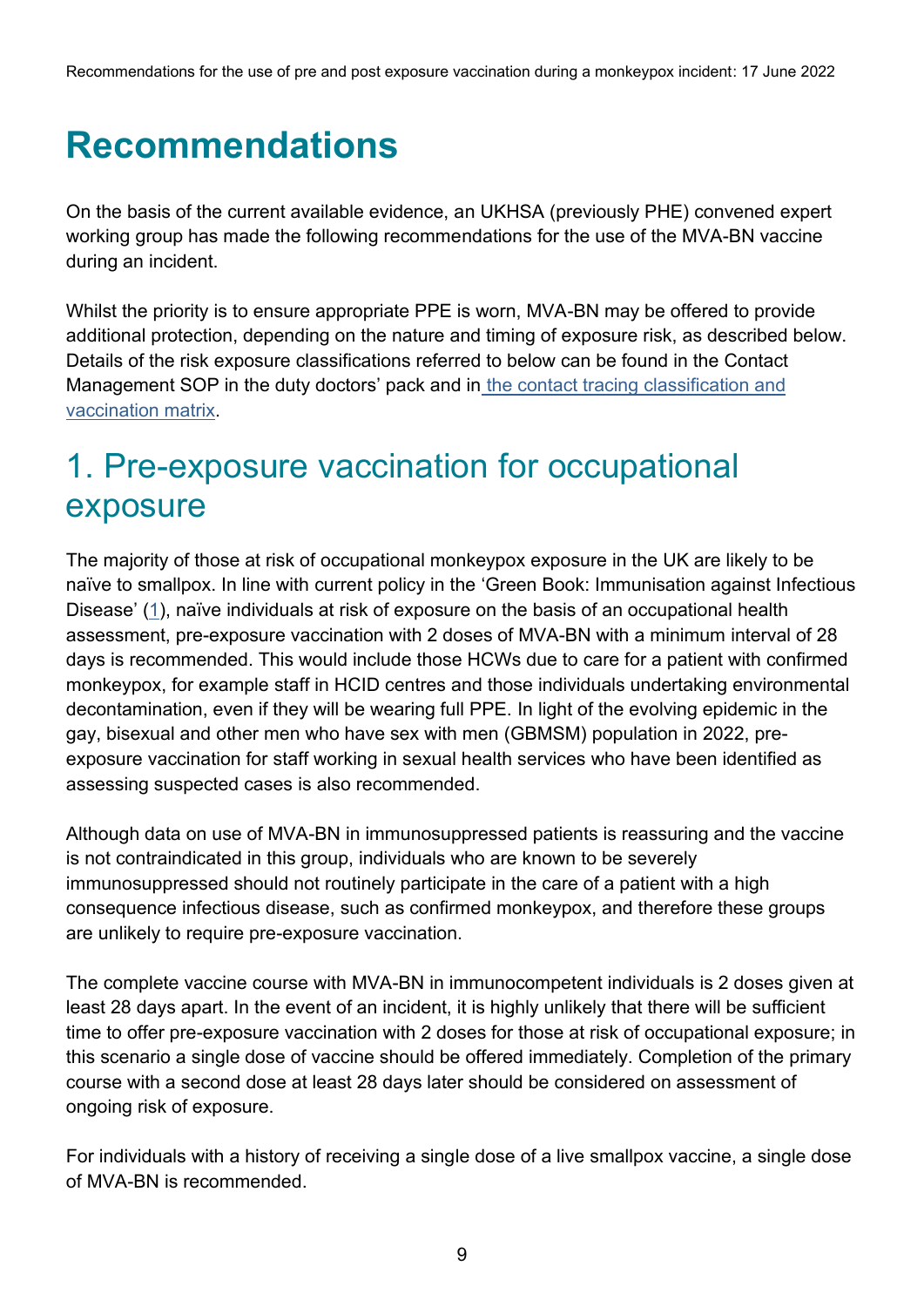# Recommendations

On the basis of the current available evidence, an UKHSA (previously PHE) convened expert working group has made the following recommendations for the use of the MVA-BN vaccine during an incident.

Whilst the priority is to ensure appropriate PPE is worn, MVA-BN may be offered to provide additional protection, depending on the nature and timing of exposure risk, as described below. Details of the risk exposure classifications referred to below can be found in the Contact Management SOP in the duty doctors' pack and in the contact tracing classification and vaccination matrix.

## 1. Pre-exposure vaccination for occupational exposure

The majority of those at risk of occupational monkeypox exposure in the UK are likely to be naïve to smallpox. In line with current policy in the 'Green Book: Immunisation against Infectious Disease' (1), naïve individuals at risk of exposure on the basis of an occupational health assessment, pre-exposure vaccination with 2 doses of MVA-BN with a minimum interval of 28 days is recommended. This would include those HCWs due to care for a patient with confirmed monkeypox, for example staff in HCID centres and those individuals undertaking environmental decontamination, even if they will be wearing full PPE. In light of the evolving epidemic in the gay, bisexual and other men who have sex with men (GBMSM) population in 2022, pre-exposure vaccination for staff working in sexual health services who have been identified as assessing suspected cases is also recommended.

Although data on use of MVA-BN in immunosuppressed patients is reassuring and the vaccine is not contraindicated in this group, individuals who are known to be severely immunosuppressed should not routinely participate in the care of a patient with a high consequence infectious disease, such as confirmed monkeypox, and therefore these groups are unlikely to require pre-exposure vaccination.

The complete vaccine course with MVA-BN in immunocompetent individuals is 2 doses given at least 28 days apart. In the event of an incident, it is highly unlikely that there will be sufficient time to offer pre-exposure vaccination with 2 doses for those at risk of occupational exposure; in this scenario a single dose of vaccine should be offered immediately. Completion of the primary course with a second dose at least 28 days later should be considered on assessment of ongoing risk of exposure.

For individuals with a history of receiving a single dose of a live smallpox vaccine, a single dose of MVA-BN is recommended.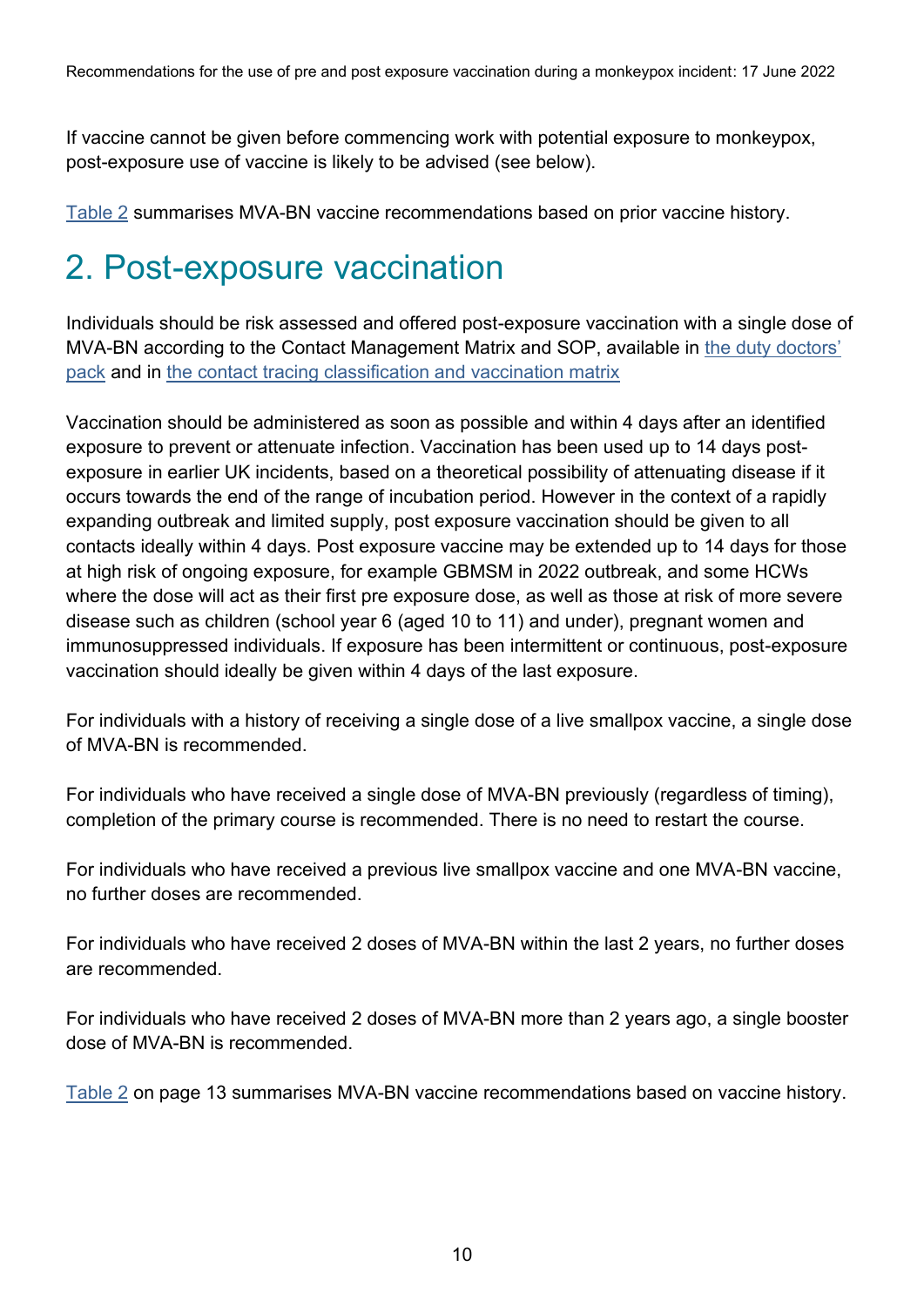If vaccine cannot be given before commencing work with potential exposure to monkeypox, post-exposure use of vaccine is likely to be advised (see below).

[Table 2](#) summarises MVA-BN vaccine recommendations based on prior vaccine history.

## 2. Post-exposure vaccination

Individuals should be risk assessed and offered post-exposure vaccination with a single dose of MVA-BN according to the Contact Management Matrix and SOP, available in [the duty doctors' pack](#) and in [the contact tracing classification and vaccination matrix](#)

Vaccination should be administered as soon as possible and within 4 days after an identified exposure to prevent or attenuate infection. Vaccination has been used up to 14 days post-exposure in earlier UK incidents, based on a theoretical possibility of attenuating disease if it occurs towards the end of the range of incubation period. However in the context of a rapidly expanding outbreak and limited supply, post exposure vaccination should be given to all contacts ideally within 4 days. Post exposure vaccine may be extended up to 14 days for those at high risk of ongoing exposure, for example GBMSM in 2022 outbreak, and some HCWs where the dose will act as their first pre exposure dose, as well as those at risk of more severe disease such as children (school year 6 (aged 10 to 11) and under), pregnant women and immunosuppressed individuals. If exposure has been intermittent or continuous, post-exposure vaccination should ideally be given within 4 days of the last exposure.

For individuals with a history of receiving a single dose of a live smallpox vaccine, a single dose of MVA-BN is recommended.

For individuals who have received a single dose of MVA-BN previously (regardless of timing), completion of the primary course is recommended. There is no need to restart the course.

For individuals who have received a previous live smallpox vaccine and one MVA-BN vaccine, no further doses are recommended.

For individuals who have received 2 doses of MVA-BN within the last 2 years, no further doses are recommended.

For individuals who have received 2 doses of MVA-BN more than 2 years ago, a single booster dose of MVA-BN is recommended.

[Table 2](#) on page 13 summarises MVA-BN vaccine recommendations based on vaccine history.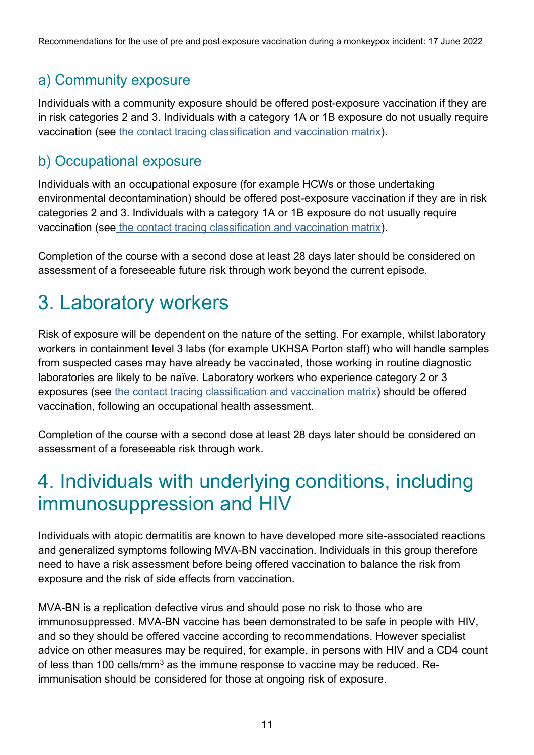### a) Community exposure

Individuals with a community exposure should be offered post-exposure vaccination if they are in risk categories 2 and 3. Individuals with a category 1A or 1B exposure do not usually require vaccination (see the contact tracing classification and vaccination matrix).

### b) Occupational exposure

Individuals with an occupational exposure (for example HCWs or those undertaking environmental decontamination) should be offered post-exposure vaccination if they are in risk categories 2 and 3. Individuals with a category 1A or 1B exposure do not usually require vaccination (see the contact tracing classification and vaccination matrix).

Completion of the course with a second dose at least 28 days later should be considered on assessment of a foreseeable future risk through work beyond the current episode.

## 3. Laboratory workers

Risk of exposure will be dependent on the nature of the setting. For example, whilst laboratory workers in containment level 3 labs (for example UKHSA Porton staff) who will handle samples from suspected cases may have already be vaccinated, those working in routine diagnostic laboratories are likely to be naïve. Laboratory workers who experience category 2 or 3 exposures (see the contact tracing classification and vaccination matrix) should be offered vaccination, following an occupational health assessment.

Completion of the course with a second dose at least 28 days later should be considered on assessment of a foreseeable risk through work.

## 4. Individuals with underlying conditions, including immunosuppression and HIV

Individuals with atopic dermatitis are known to have developed more site-associated reactions and generalized symptoms following MVA-BN vaccination. Individuals in this group therefore need to have a risk assessment before being offered vaccination to balance the risk from exposure and the risk of side effects from vaccination.

MVA-BN is a replication defective virus and should pose no risk to those who are immunosuppressed. MVA-BN vaccine has been demonstrated to be safe in people with HIV, and so they should be offered vaccine according to recommendations. However specialist advice on other measures may be required, for example, in persons with HIV and a CD4 count of less than 100 cells/$mm^3$ as the immune response to vaccine may be reduced. Re-immunisation should be considered for those at ongoing risk of exposure.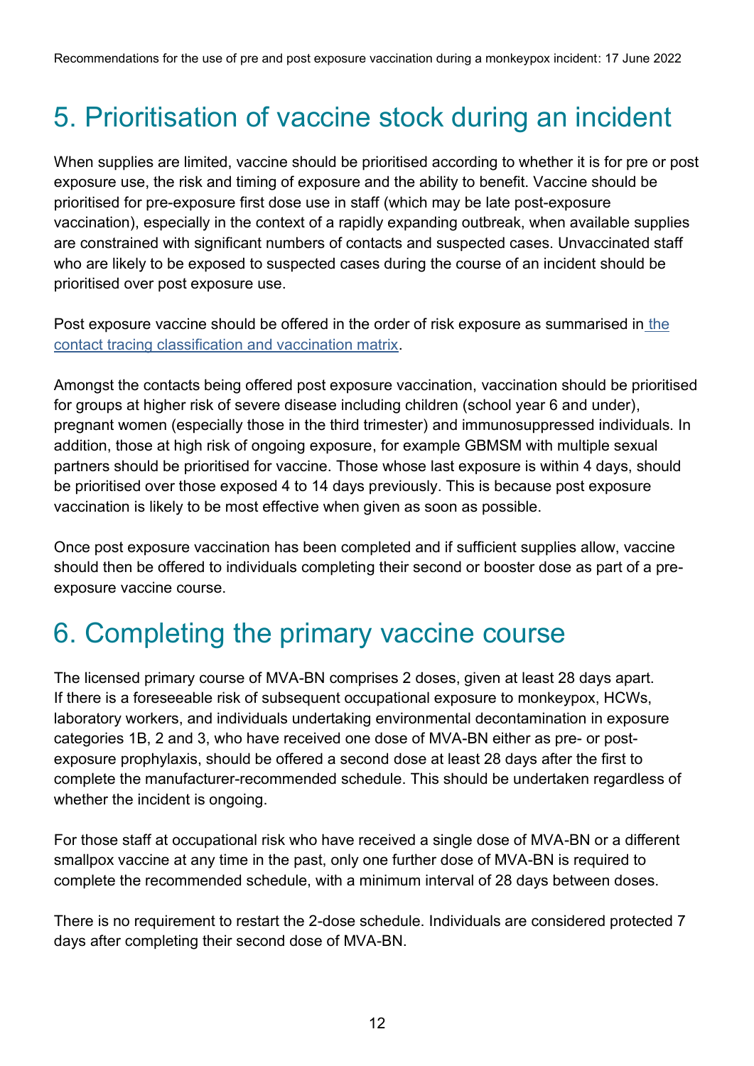## 5. Prioritisation of vaccine stock during an incident

When supplies are limited, vaccine should be prioritised according to whether it is for pre or post exposure use, the risk and timing of exposure and the ability to benefit. Vaccine should be prioritised for pre-exposure first dose use in staff (which may be late post-exposure vaccination), especially in the context of a rapidly expanding outbreak, when available supplies are constrained with significant numbers of contacts and suspected cases. Unvaccinated staff who are likely to be exposed to suspected cases during the course of an incident should be prioritised over post exposure use.

Post exposure vaccine should be offered in the order of risk exposure as summarised in [the contact tracing classification and vaccination matrix](#).

Amongst the contacts being offered post exposure vaccination, vaccination should be prioritised for groups at higher risk of severe disease including children (school year 6 and under), pregnant women (especially those in the third trimester) and immunosuppressed individuals. In addition, those at high risk of ongoing exposure, for example GBMSM with multiple sexual partners should be prioritised for vaccine. Those whose last exposure is within 4 days, should be prioritised over those exposed 4 to 14 days previously. This is because post exposure vaccination is likely to be most effective when given as soon as possible.

Once post exposure vaccination has been completed and if sufficient supplies allow, vaccine should then be offered to individuals completing their second or booster dose as part of a pre-exposure vaccine course.

## 6. Completing the primary vaccine course

The licensed primary course of MVA-BN comprises 2 doses, given at least 28 days apart. If there is a foreseeable risk of subsequent occupational exposure to monkeypox, HCWs, laboratory workers, and individuals undertaking environmental decontamination in exposure categories 1B, 2 and 3, who have received one dose of MVA-BN either as pre- or post-exposure prophylaxis, should be offered a second dose at least 28 days after the first to complete the manufacturer-recommended schedule. This should be undertaken regardless of whether the incident is ongoing.

For those staff at occupational risk who have received a single dose of MVA-BN or a different smallpox vaccine at any time in the past, only one further dose of MVA-BN is required to complete the recommended schedule, with a minimum interval of 28 days between doses.

There is no requirement to restart the 2-dose schedule. Individuals are considered protected 7 days after completing their second dose of MVA-BN.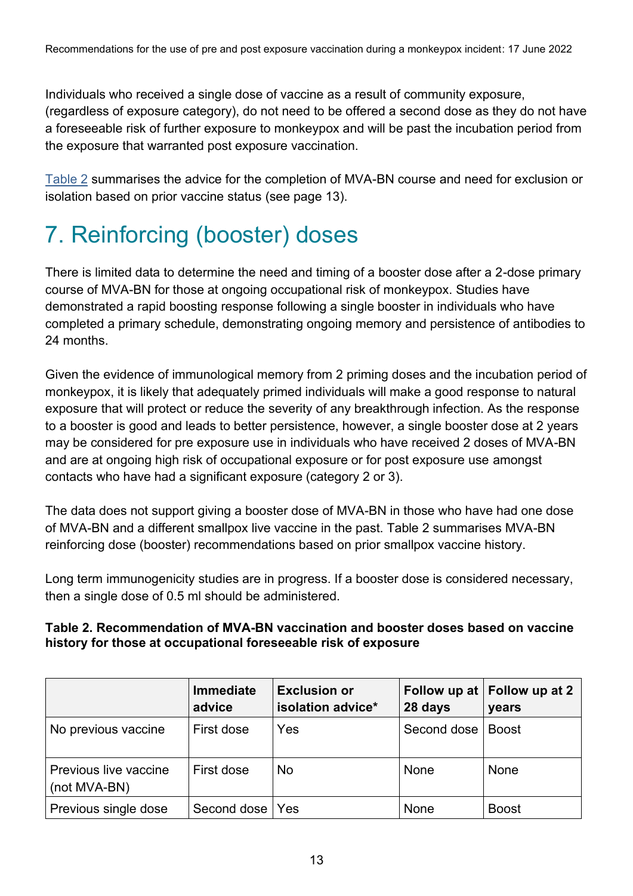Individuals who received a single dose of vaccine as a result of community exposure, (regardless of exposure category), do not need to be offered a second dose as they do not have a foreseeable risk of further exposure to monkeypox and will be past the incubation period from the exposure that warranted post exposure vaccination.

Table 2 summarises the advice for the completion of MVA-BN course and need for exclusion or isolation based on prior vaccine status (see page 13).

# 7. Reinforcing (booster) doses

There is limited data to determine the need and timing of a booster dose after a 2-dose primary course of MVA-BN for those at ongoing occupational risk of monkeypox. Studies have demonstrated a rapid boosting response following a single booster in individuals who have completed a primary schedule, demonstrating ongoing memory and persistence of antibodies to 24 months.

Given the evidence of immunological memory from 2 priming doses and the incubation period of monkeypox, it is likely that adequately primed individuals will make a good response to natural exposure that will protect or reduce the severity of any breakthrough infection. As the response to a booster is good and leads to better persistence, however, a single booster dose at 2 years may be considered for pre exposure use in individuals who have received 2 doses of MVA-BN and are at ongoing high risk of occupational exposure or for post exposure use amongst contacts who have had a significant exposure (category 2 or 3).

The data does not support giving a booster dose of MVA-BN in those who have had one dose of MVA-BN and a different smallpox live vaccine in the past. Table 2 summarises MVA-BN reinforcing dose (booster) recommendations based on prior smallpox vaccine history.

Long term immunogenicity studies are in progress. If a booster dose is considered necessary, then a single dose of 0.5 ml should be administered.

**Table 2. Recommendation of MVA-BN vaccination and booster doses based on vaccine history for those at occupational foreseeable risk of exposure**

| | Immediate advice | Exclusion or isolation advice* | Follow up at 28 days | Follow up at 2 years |
|---|---|---|---|---|
| No previous vaccine | First dose | Yes | Second dose | Boost |
| Previous live vaccine (not MVA-BN) | First dose | No | None | None |
| Previous single dose | Second dose | Yes | None | Boost |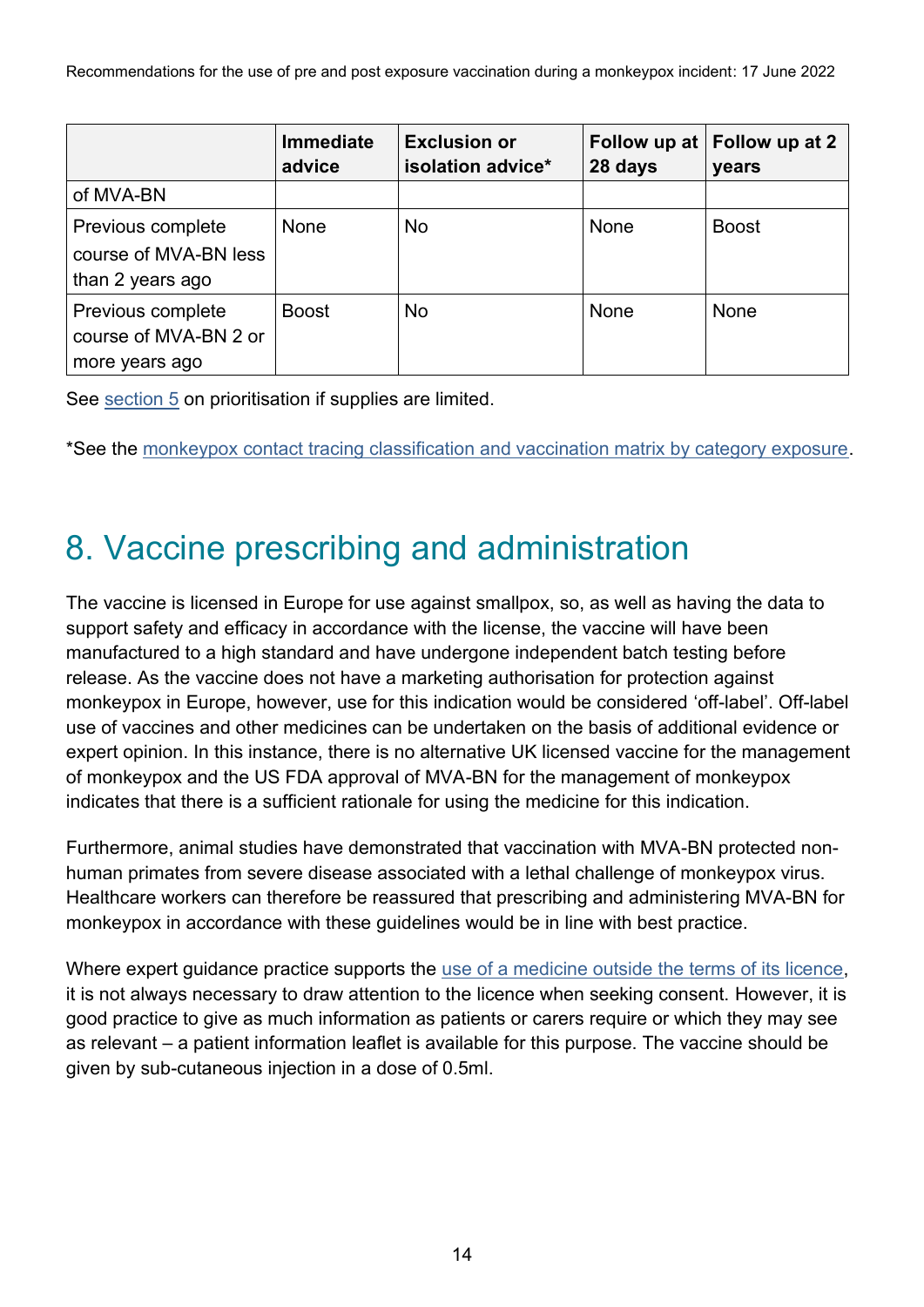| | Immediate advice | Exclusion or isolation advice* | Follow up at 28 days | Follow up at 2 years |
|---|---|---|---|---|
| of MVA-BN | | | | |
| Previous complete course of MVA-BN less than 2 years ago | None | No | None | Boost |
| Previous complete course of MVA-BN 2 or more years ago | Boost | No | None | None |

See section 5 on prioritisation if supplies are limited.

*See the monkeypox contact tracing classification and vaccination matrix by category exposure.

# 8. Vaccine prescribing and administration

The vaccine is licensed in Europe for use against smallpox, so, as well as having the data to support safety and efficacy in accordance with the license, the vaccine will have been manufactured to a high standard and have undergone independent batch testing before release. As the vaccine does not have a marketing authorisation for protection against monkeypox in Europe, however, use for this indication would be considered 'off-label'. Off-label use of vaccines and other medicines can be undertaken on the basis of additional evidence or expert opinion. In this instance, there is no alternative UK licensed vaccine for the management of monkeypox and the US FDA approval of MVA-BN for the management of monkeypox indicates that there is a sufficient rationale for using the medicine for this indication.

Furthermore, animal studies have demonstrated that vaccination with MVA-BN protected non-human primates from severe disease associated with a lethal challenge of monkeypox virus. Healthcare workers can therefore be reassured that prescribing and administering MVA-BN for monkeypox in accordance with these guidelines would be in line with best practice.

Where expert guidance practice supports the use of a medicine outside the terms of its licence, it is not always necessary to draw attention to the licence when seeking consent. However, it is good practice to give as much information as patients or carers require or which they may see as relevant – a patient information leaflet is available for this purpose. The vaccine should be given by sub-cutaneous injection in a dose of 0.5ml.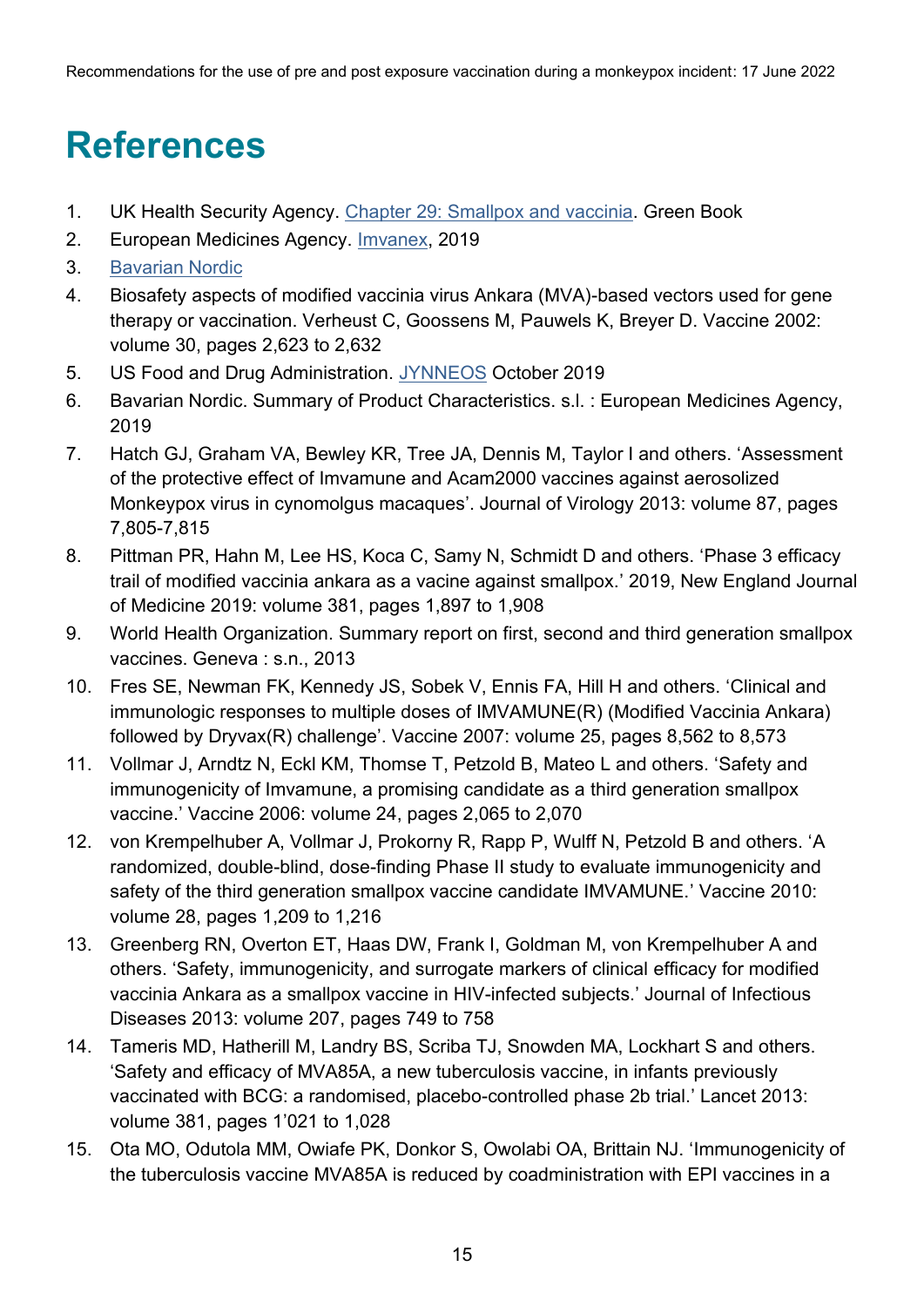# References

1. UK Health Security Agency. [Chapter 29: Smallpox and vaccinia](). Green Book
2. European Medicines Agency. [Imvanex](), 2019
3. [Bavarian Nordic]()
4. Biosafety aspects of modified vaccinia virus Ankara (MVA)-based vectors used for gene therapy or vaccination. Verheust C, Goossens M, Pauwels K, Breyer D. Vaccine 2002: volume 30, pages 2,623 to 2,632
5. US Food and Drug Administration. [JYNNEOS]() October 2019
6. Bavarian Nordic. Summary of Product Characteristics. s.l. : European Medicines Agency, 2019
7. Hatch GJ, Graham VA, Bewley KR, Tree JA, Dennis M, Taylor I and others. 'Assessment of the protective effect of Imvamune and Acam2000 vaccines against aerosolized Monkeypox virus in cynomolgus macaques'. Journal of Virology 2013: volume 87, pages 7,805-7,815
8. Pittman PR, Hahn M, Lee HS, Koca C, Samy N, Schmidt D and others. 'Phase 3 efficacy trail of modified vaccinia ankara as a vacine against smallpox.' 2019, New England Journal of Medicine 2019: volume 381, pages 1,897 to 1,908
9. World Health Organization. Summary report on first, second and third generation smallpox vaccines. Geneva : s.n., 2013
10. Fres SE, Newman FK, Kennedy JS, Sobek V, Ennis FA, Hill H and others. 'Clinical and immunologic responses to multiple doses of IMVAMUNE(R) (Modified Vaccinia Ankara) followed by Dryvax(R) challenge'. Vaccine 2007: volume 25, pages 8,562 to 8,573
11. Vollmar J, Arndtz N, Eckl KM, Thomse T, Petzold B, Mateo L and others. 'Safety and immunogenicity of Imvamune, a promising candidate as a third generation smallpox vaccine.' Vaccine 2006: volume 24, pages 2,065 to 2,070
12. von Krempelhuber A, Vollmar J, Prokorny R, Rapp P, Wulff N, Petzold B and others. 'A randomized, double-blind, dose-finding Phase II study to evaluate immunogenicity and safety of the third generation smallpox vaccine candidate IMVAMUNE.' Vaccine 2010: volume 28, pages 1,209 to 1,216
13. Greenberg RN, Overton ET, Haas DW, Frank I, Goldman M, von Krempelhuber A and others. 'Safety, immunogenicity, and surrogate markers of clinical efficacy for modified vaccinia Ankara as a smallpox vaccine in HIV-infected subjects.' Journal of Infectious Diseases 2013: volume 207, pages 749 to 758
14. Tameris MD, Hatherill M, Landry BS, Scriba TJ, Snowden MA, Lockhart S and others. 'Safety and efficacy of MVA85A, a new tuberculosis vaccine, in infants previously vaccinated with BCG: a randomised, placebo-controlled phase 2b trial.' Lancet 2013: volume 381, pages 1'021 to 1,028
15. Ota MO, Odutola MM, Owiafe PK, Donkor S, Owolabi OA, Brittain NJ. 'Immunogenicity of the tuberculosis vaccine MVA85A is reduced by coadministration with EPI vaccines in a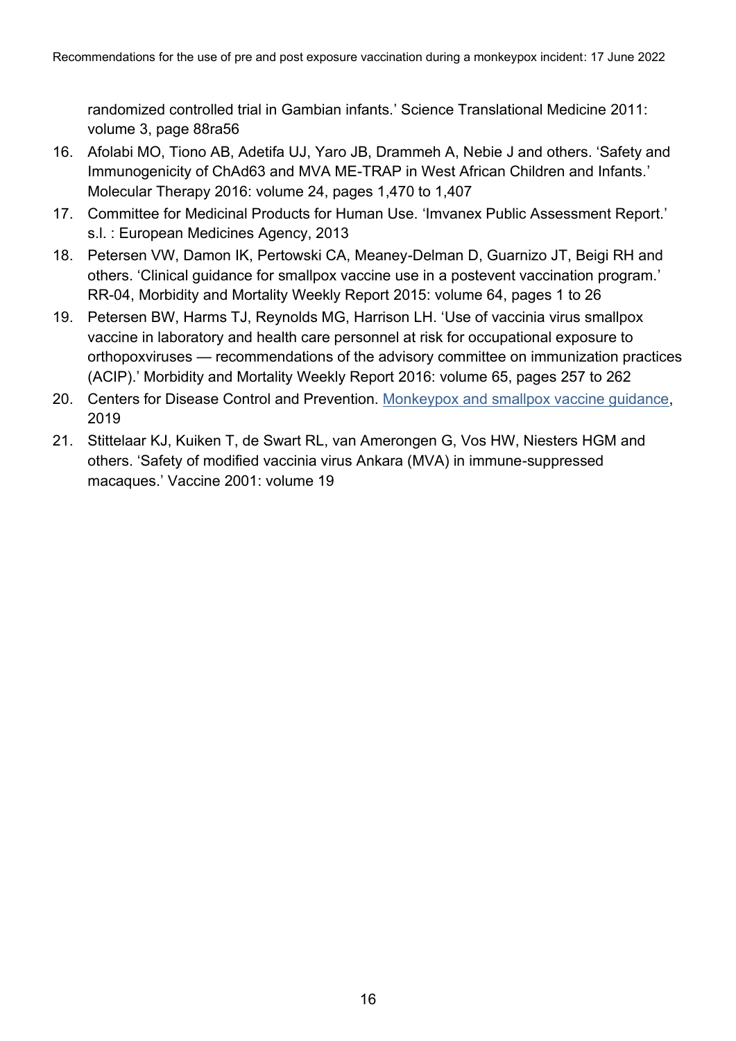randomized controlled trial in Gambian infants.' Science Translational Medicine 2011: volume 3, page 88ra56

16. Afolabi MO, Tiono AB, Adetifa UJ, Yaro JB, Drammeh A, Nebie J and others. 'Safety and Immunogenicity of ChAd63 and MVA ME-TRAP in West African Children and Infants.' Molecular Therapy 2016: volume 24, pages 1,470 to 1,407
17. Committee for Medicinal Products for Human Use. 'Imvanex Public Assessment Report.' s.l. : European Medicines Agency, 2013
18. Petersen VW, Damon IK, Pertowski CA, Meaney-Delman D, Guarnizo JT, Beigi RH and others. 'Clinical guidance for smallpox vaccine use in a postevent vaccination program.' RR-04, Morbidity and Mortality Weekly Report 2015: volume 64, pages 1 to 26
19. Petersen BW, Harms TJ, Reynolds MG, Harrison LH. 'Use of vaccinia virus smallpox vaccine in laboratory and health care personnel at risk for occupational exposure to orthopoxviruses — recommendations of the advisory committee on immunization practices (ACIP).' Morbidity and Mortality Weekly Report 2016: volume 65, pages 257 to 262
20. Centers for Disease Control and Prevention. Monkeypox and smallpox vaccine guidance, 2019
21. Stittelaar KJ, Kuiken T, de Swart RL, van Amerongen G, Vos HW, Niesters HGM and others. 'Safety of modified vaccinia virus Ankara (MVA) in immune-suppressed macaques.' Vaccine 2001: volume 19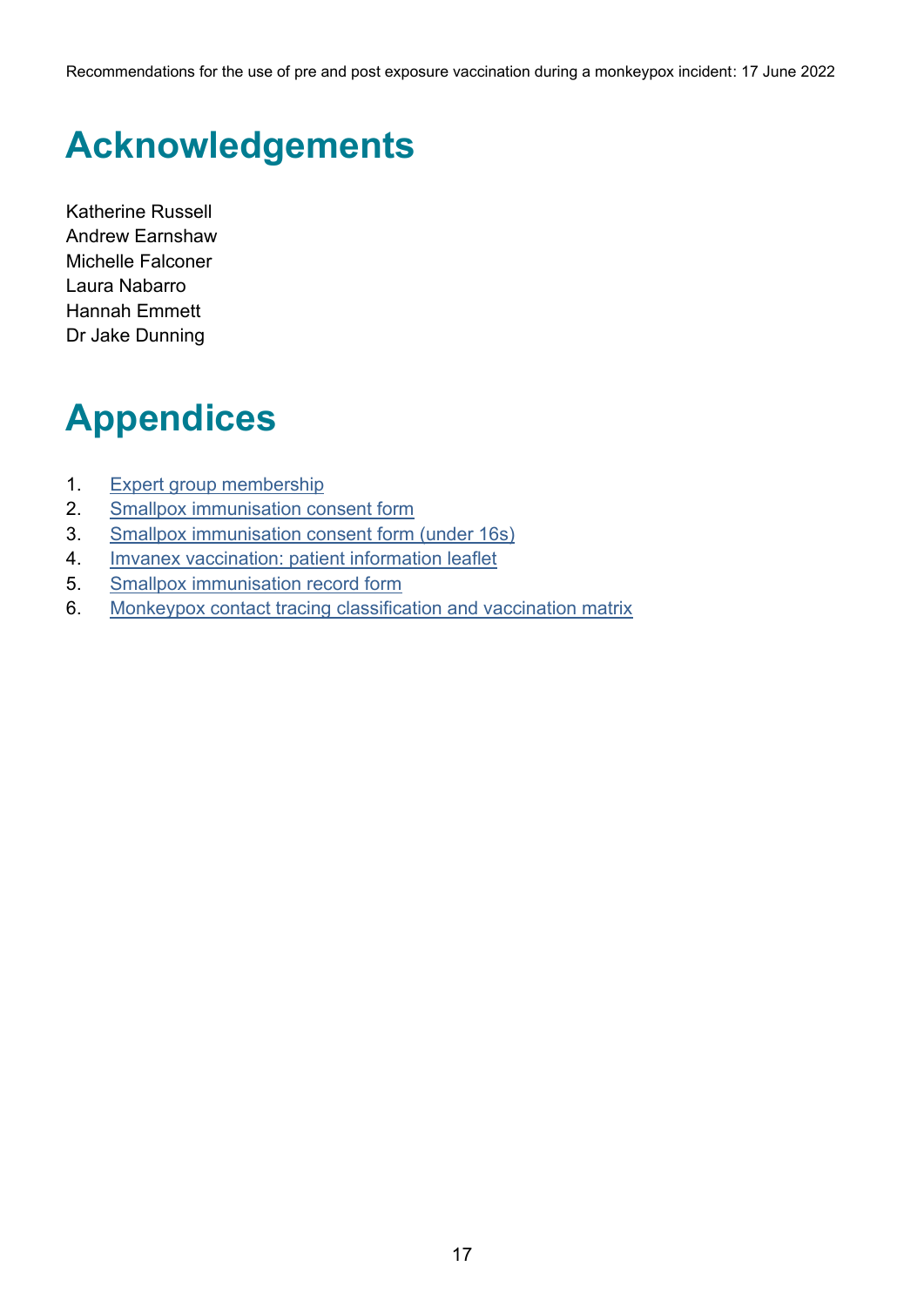# Acknowledgements

Katherine Russell
Andrew Earnshaw
Michelle Falconer
Laura Nabarro
Hannah Emmett
Dr Jake Dunning

# Appendices

1. Expert group membership
2. Smallpox immunisation consent form
3. Smallpox immunisation consent form (under 16s)
4. Imvanex vaccination: patient information leaflet
5. Smallpox immunisation record form
6. Monkeypox contact tracing classification and vaccination matrix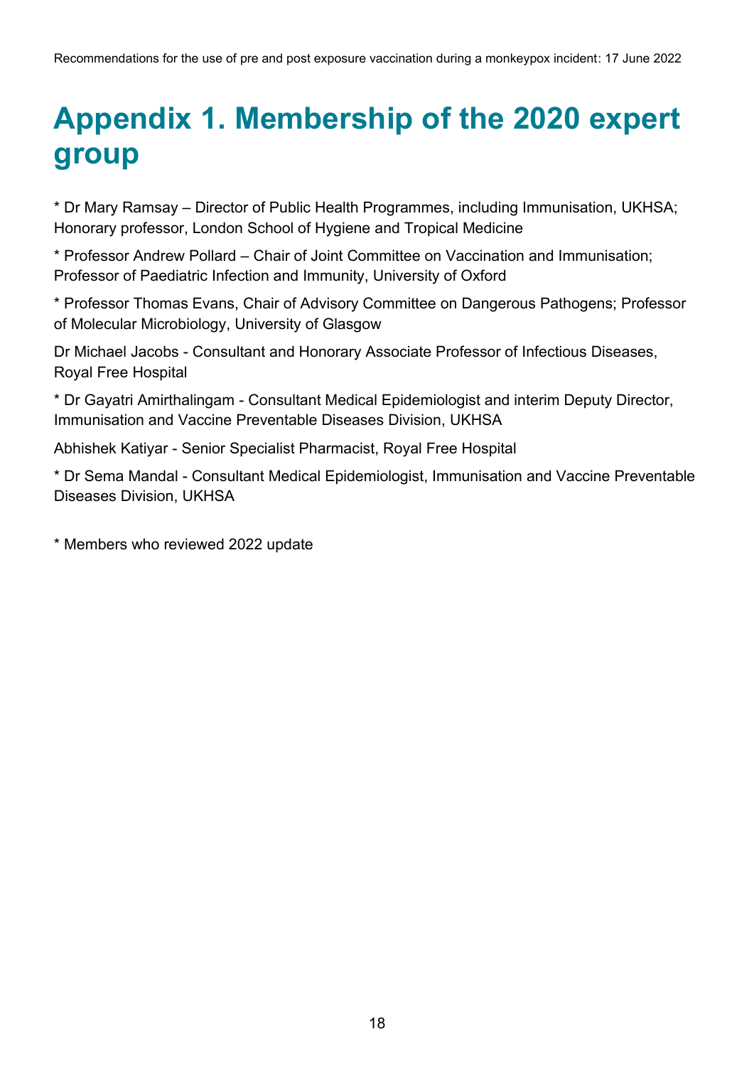# Appendix 1. Membership of the 2020 expert group

* Dr Mary Ramsay – Director of Public Health Programmes, including Immunisation, UKHSA; Honorary professor, London School of Hygiene and Tropical Medicine

* Professor Andrew Pollard – Chair of Joint Committee on Vaccination and Immunisation; Professor of Paediatric Infection and Immunity, University of Oxford

* Professor Thomas Evans, Chair of Advisory Committee on Dangerous Pathogens; Professor of Molecular Microbiology, University of Glasgow

Dr Michael Jacobs - Consultant and Honorary Associate Professor of Infectious Diseases, Royal Free Hospital

* Dr Gayatri Amirthalingam - Consultant Medical Epidemiologist and interim Deputy Director, Immunisation and Vaccine Preventable Diseases Division, UKHSA

Abhishek Katiyar - Senior Specialist Pharmacist, Royal Free Hospital

* Dr Sema Mandal - Consultant Medical Epidemiologist, Immunisation and Vaccine Preventable Diseases Division, UKHSA

* Members who reviewed 2022 update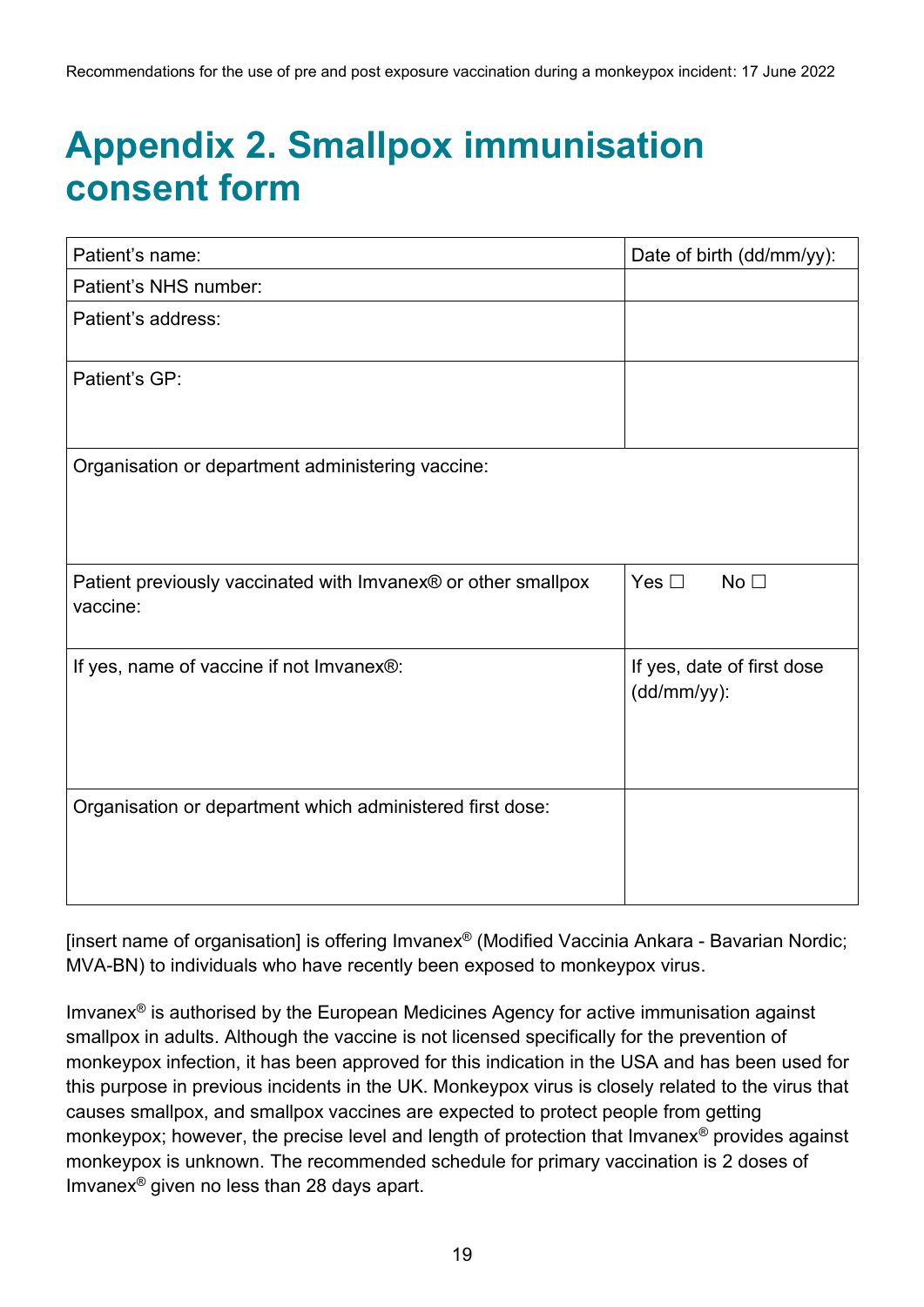# Appendix 2. Smallpox immunisation consent form

| Patient's name: | Date of birth (dd/mm/yy): |
| --- | --- |
| Patient's NHS number: | |
| Patient's address: | |
| Patient's GP: | |
| Organisation or department administering vaccine: | |
| Patient previously vaccinated with Imvanex® or other smallpox vaccine: | Yes ☐ No ☐ |
| If yes, name of vaccine if not Imvanex®: | If yes, date of first dose (dd/mm/yy): |
| Organisation or department which administered first dose: | |

[insert name of organisation] is offering Imvanex® (Modified Vaccinia Ankara - Bavarian Nordic; MVA-BN) to individuals who have recently been exposed to monkeypox virus.

Imvanex® is authorised by the European Medicines Agency for active immunisation against smallpox in adults. Although the vaccine is not licensed specifically for the prevention of monkeypox infection, it has been approved for this indication in the USA and has been used for this purpose in previous incidents in the UK. Monkeypox virus is closely related to the virus that causes smallpox, and smallpox vaccines are expected to protect people from getting monkeypox; however, the precise level and length of protection that Imvanex® provides against monkeypox is unknown. The recommended schedule for primary vaccination is 2 doses of Imvanex® given no less than 28 days apart.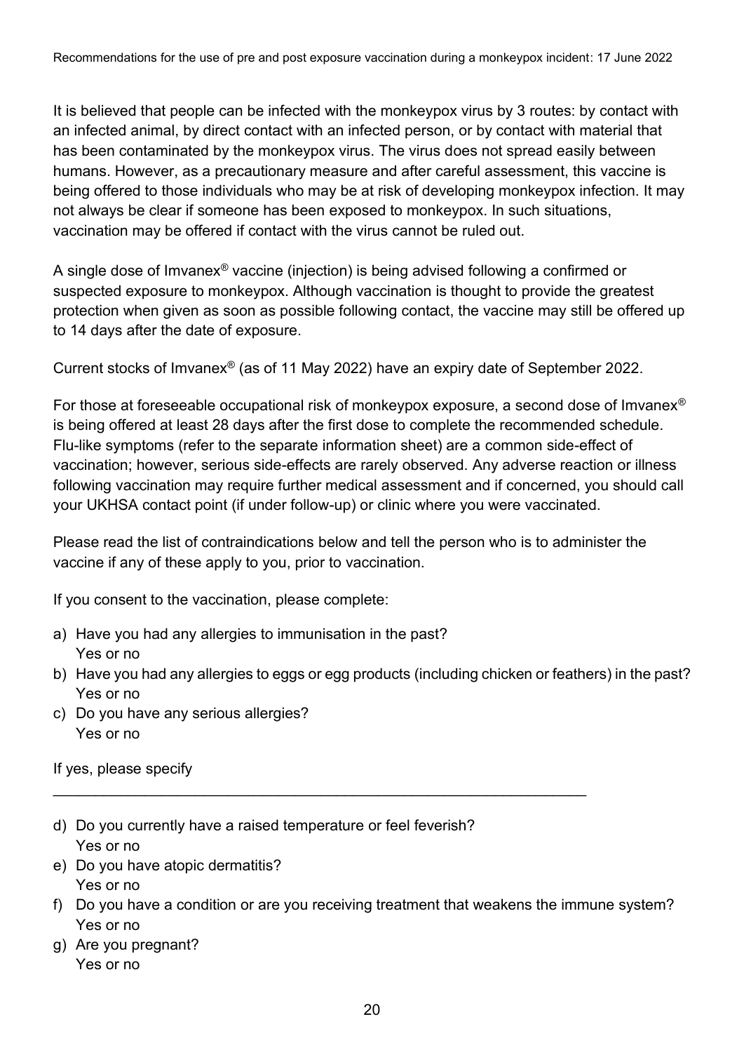It is believed that people can be infected with the monkeypox virus by 3 routes: by contact with an infected animal, by direct contact with an infected person, or by contact with material that has been contaminated by the monkeypox virus. The virus does not spread easily between humans. However, as a precautionary measure and after careful assessment, this vaccine is being offered to those individuals who may be at risk of developing monkeypox infection. It may not always be clear if someone has been exposed to monkeypox. In such situations, vaccination may be offered if contact with the virus cannot be ruled out.

A single dose of Imvanex® vaccine (injection) is being advised following a confirmed or suspected exposure to monkeypox. Although vaccination is thought to provide the greatest protection when given as soon as possible following contact, the vaccine may still be offered up to 14 days after the date of exposure.

Current stocks of Imvanex® (as of 11 May 2022) have an expiry date of September 2022.

For those at foreseeable occupational risk of monkeypox exposure, a second dose of Imvanex® is being offered at least 28 days after the first dose to complete the recommended schedule. Flu-like symptoms (refer to the separate information sheet) are a common side-effect of vaccination; however, serious side-effects are rarely observed. Any adverse reaction or illness following vaccination may require further medical assessment and if concerned, you should call your UKHSA contact point (if under follow-up) or clinic where you were vaccinated.

Please read the list of contraindications below and tell the person who is to administer the vaccine if any of these apply to you, prior to vaccination.

If you consent to the vaccination, please complete:

a) Have you had any allergies to immunisation in the past?
   Yes or no
b) Have you had any allergies to eggs or egg products (including chicken or feathers) in the past?
   Yes or no
c) Do you have any serious allergies?
   Yes or no

If yes, please specify

_________________________________________________________________

d) Do you currently have a raised temperature or feel feverish?
   Yes or no
e) Do you have atopic dermatitis?
   Yes or no
f) Do you have a condition or are you receiving treatment that weakens the immune system?
   Yes or no
g) Are you pregnant?
   Yes or no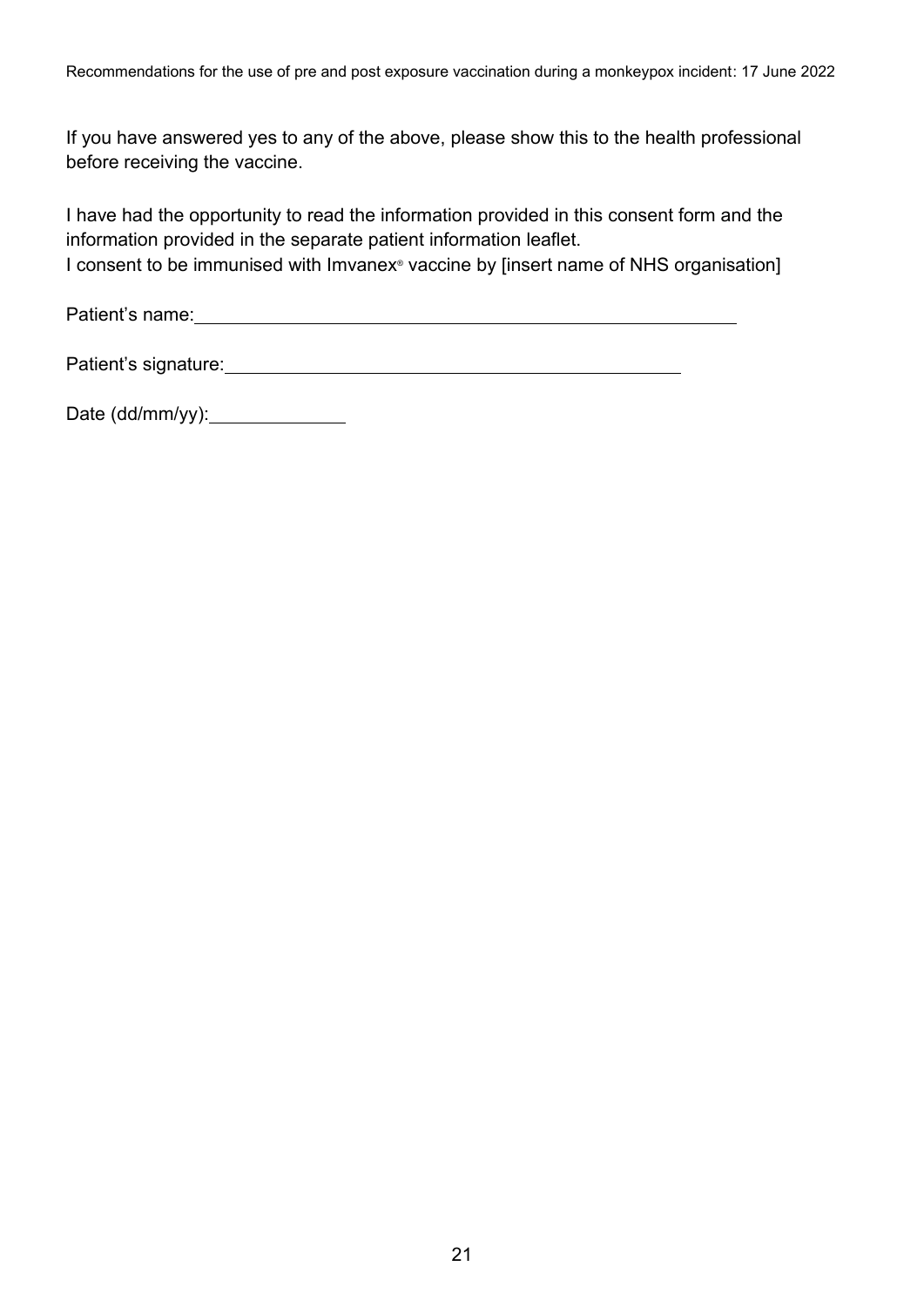If you have answered yes to any of the above, please show this to the health professional before receiving the vaccine.

I have had the opportunity to read the information provided in this consent form and the information provided in the separate patient information leaflet.
I consent to be immunised with Imvanex® vaccine by [insert name of NHS organisation]

Patient's name: \_\_\_\_\_\_\_\_\_\_\_\_\_\_\_\_\_\_\_\_\_\_\_\_\_\_\_\_\_\_\_\_\_\_\_\_\_\_\_\_\_\_\_\_

Patient's signature: \_\_\_\_\_\_\_\_\_\_\_\_\_\_\_\_\_\_\_\_\_\_\_\_\_\_\_\_\_\_\_\_\_\_\_\_\_\_

Date (dd/mm/yy): \_\_\_\_\_\_\_\_\_\_\_\_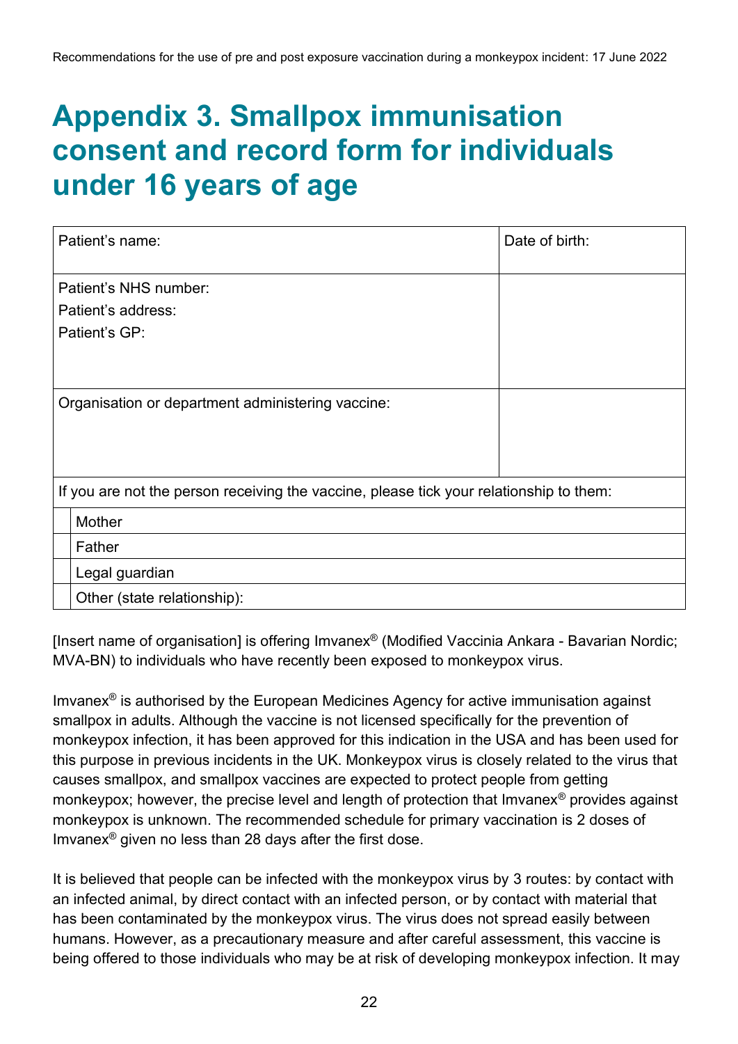# Appendix 3. Smallpox immunisation consent and record form for individuals under 16 years of age

| Patient's name: | Date of birth: |
|---|---|
| Patient's NHS number:<br>Patient's address:<br>Patient's GP: | |
| Organisation or department administering vaccine: | |

| If you are not the person receiving the vaccine, please tick your relationship to them: | |
|---|---|
| | Mother |
| | Father |
| | Legal guardian |
| | Other (state relationship): |

[Insert name of organisation] is offering Imvanex® (Modified Vaccinia Ankara - Bavarian Nordic; MVA-BN) to individuals who have recently been exposed to monkeypox virus.

Imvanex® is authorised by the European Medicines Agency for active immunisation against smallpox in adults. Although the vaccine is not licensed specifically for the prevention of monkeypox infection, it has been approved for this indication in the USA and has been used for this purpose in previous incidents in the UK. Monkeypox virus is closely related to the virus that causes smallpox, and smallpox vaccines are expected to protect people from getting monkeypox; however, the precise level and length of protection that Imvanex® provides against monkeypox is unknown. The recommended schedule for primary vaccination is 2 doses of Imvanex® given no less than 28 days after the first dose.

It is believed that people can be infected with the monkeypox virus by 3 routes: by contact with an infected animal, by direct contact with an infected person, or by contact with material that has been contaminated by the monkeypox virus. The virus does not spread easily between humans. However, as a precautionary measure and after careful assessment, this vaccine is being offered to those individuals who may be at risk of developing monkeypox infection. It may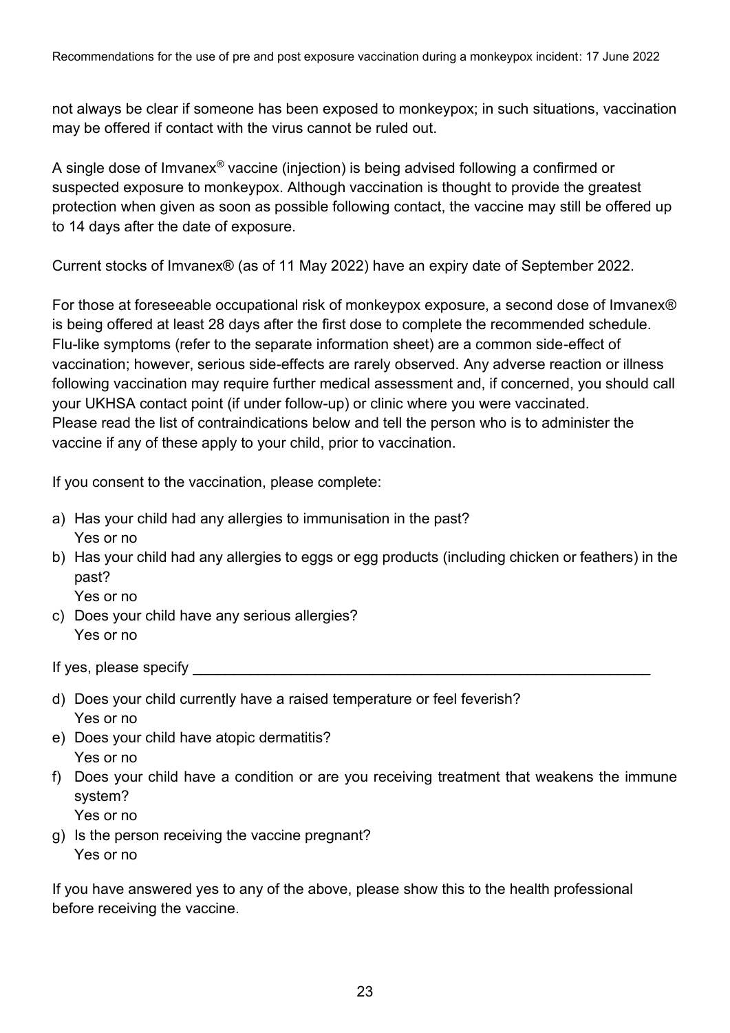not always be clear if someone has been exposed to monkeypox; in such situations, vaccination may be offered if contact with the virus cannot be ruled out.

A single dose of Imvanex® vaccine (injection) is being advised following a confirmed or suspected exposure to monkeypox. Although vaccination is thought to provide the greatest protection when given as soon as possible following contact, the vaccine may still be offered up to 14 days after the date of exposure.

Current stocks of Imvanex® (as of 11 May 2022) have an expiry date of September 2022.

For those at foreseeable occupational risk of monkeypox exposure, a second dose of Imvanex® is being offered at least 28 days after the first dose to complete the recommended schedule. Flu-like symptoms (refer to the separate information sheet) are a common side-effect of vaccination; however, serious side-effects are rarely observed. Any adverse reaction or illness following vaccination may require further medical assessment and, if concerned, you should call your UKHSA contact point (if under follow-up) or clinic where you were vaccinated.
Please read the list of contraindications below and tell the person who is to administer the vaccine if any of these apply to your child, prior to vaccination.

If you consent to the vaccination, please complete:

a) Has your child had any allergies to immunisation in the past?
   Yes or no
b) Has your child had any allergies to eggs or egg products (including chicken or feathers) in the past?
   Yes or no
c) Does your child have any serious allergies?
   Yes or no

If yes, please specify ___________________________________________________________

d) Does your child currently have a raised temperature or feel feverish?
   Yes or no
e) Does your child have atopic dermatitis?
   Yes or no
f) Does your child have a condition or are you receiving treatment that weakens the immune system?
   Yes or no
g) Is the person receiving the vaccine pregnant?
   Yes or no

If you have answered yes to any of the above, please show this to the health professional before receiving the vaccine.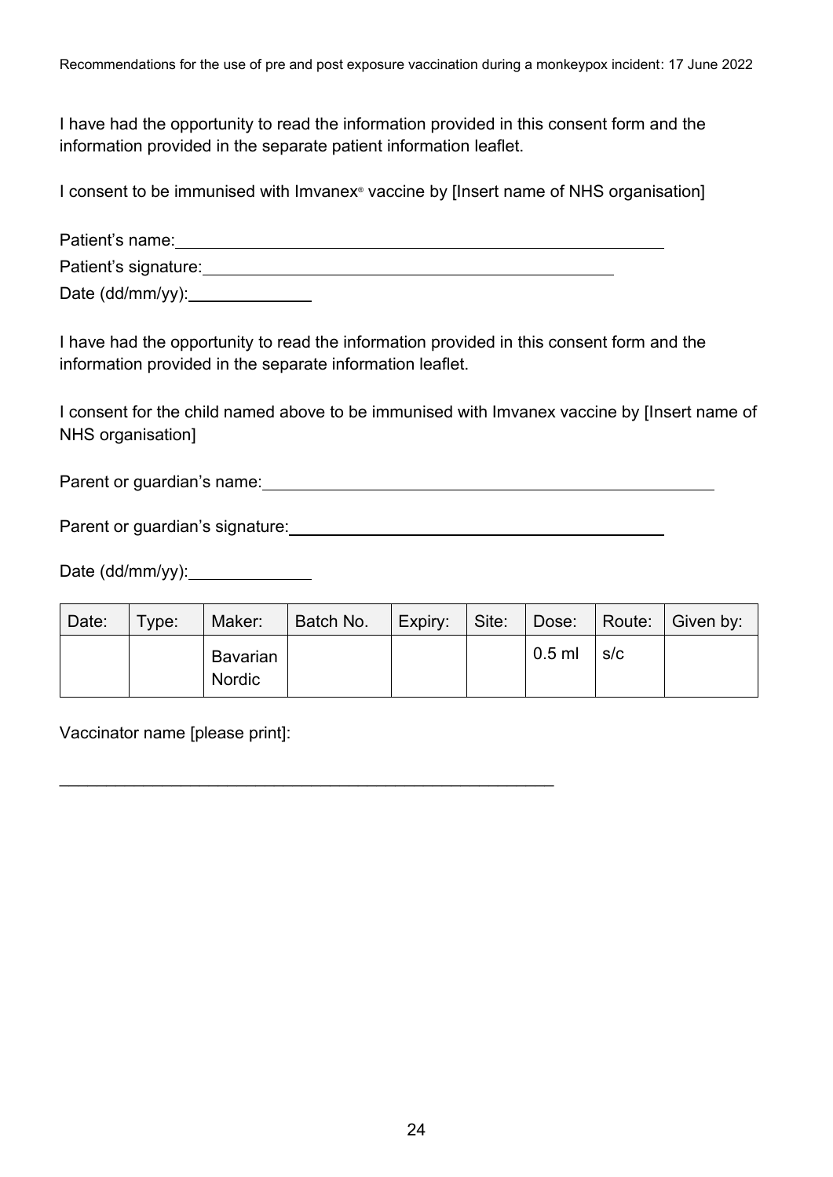I have had the opportunity to read the information provided in this consent form and the information provided in the separate patient information leaflet.

I consent to be immunised with Imvanex® vaccine by [Insert name of NHS organisation]

Patient's name: ______________________________________________________

Patient's signature: ___________________________________________

Date (dd/mm/yy): _____________

I have had the opportunity to read the information provided in this consent form and the information provided in the separate information leaflet.

I consent for the child named above to be immunised with Imvanex vaccine by [Insert name of NHS organisation]

Parent or guardian's name: _________________________________________________

Parent or guardian's signature: ________________________________________

Date (dd/mm/yy): _____________

| Date: | Type: | Maker: | Batch No. | Expiry: | Site: | Dose: | Route: | Given by: |
|---|---|---|---|---|---|---|---|---|
| | | Bavarian Nordic | | | | 0.5 ml | s/c | |

Vaccinator name [please print]:

_______________________________________________________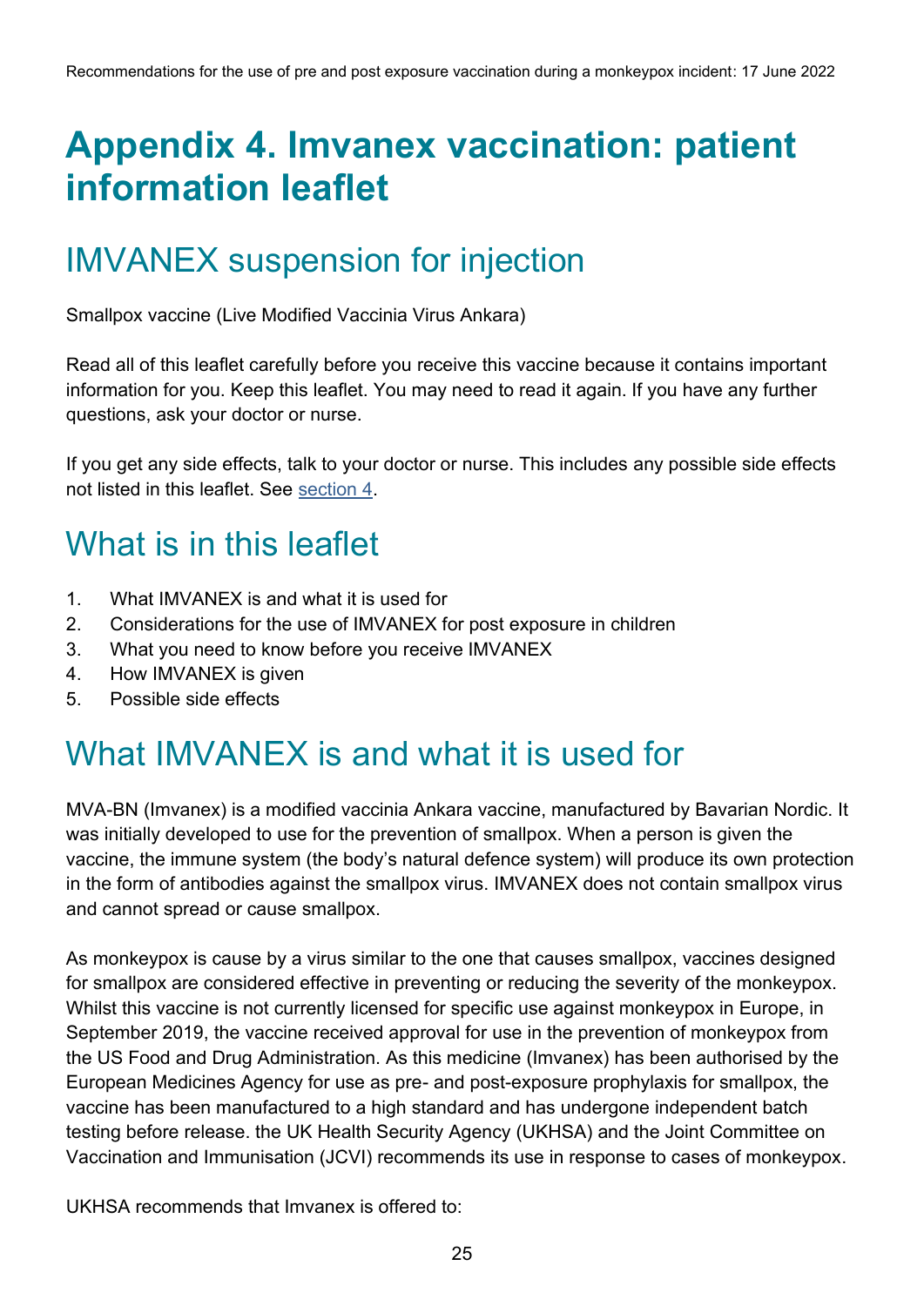# Appendix 4. Imvanex vaccination: patient information leaflet

## IMVANEX suspension for injection

Smallpox vaccine (Live Modified Vaccinia Virus Ankara)

Read all of this leaflet carefully before you receive this vaccine because it contains important information for you. Keep this leaflet. You may need to read it again. If you have any further questions, ask your doctor or nurse.

If you get any side effects, talk to your doctor or nurse. This includes any possible side effects not listed in this leaflet. See section 4.

## What is in this leaflet

1. What IMVANEX is and what it is used for
2. Considerations for the use of IMVANEX for post exposure in children
3. What you need to know before you receive IMVANEX
4. How IMVANEX is given
5. Possible side effects

## What IMVANEX is and what it is used for

MVA-BN (Imvanex) is a modified vaccinia Ankara vaccine, manufactured by Bavarian Nordic. It was initially developed to use for the prevention of smallpox. When a person is given the vaccine, the immune system (the body's natural defence system) will produce its own protection in the form of antibodies against the smallpox virus. IMVANEX does not contain smallpox virus and cannot spread or cause smallpox.

As monkeypox is cause by a virus similar to the one that causes smallpox, vaccines designed for smallpox are considered effective in preventing or reducing the severity of the monkeypox. Whilst this vaccine is not currently licensed for specific use against monkeypox in Europe, in September 2019, the vaccine received approval for use in the prevention of monkeypox from the US Food and Drug Administration. As this medicine (Imvanex) has been authorised by the European Medicines Agency for use as pre- and post-exposure prophylaxis for smallpox, the vaccine has been manufactured to a high standard and has undergone independent batch testing before release. the UK Health Security Agency (UKHSA) and the Joint Committee on Vaccination and Immunisation (JCVI) recommends its use in response to cases of monkeypox.

UKHSA recommends that Imvanex is offered to: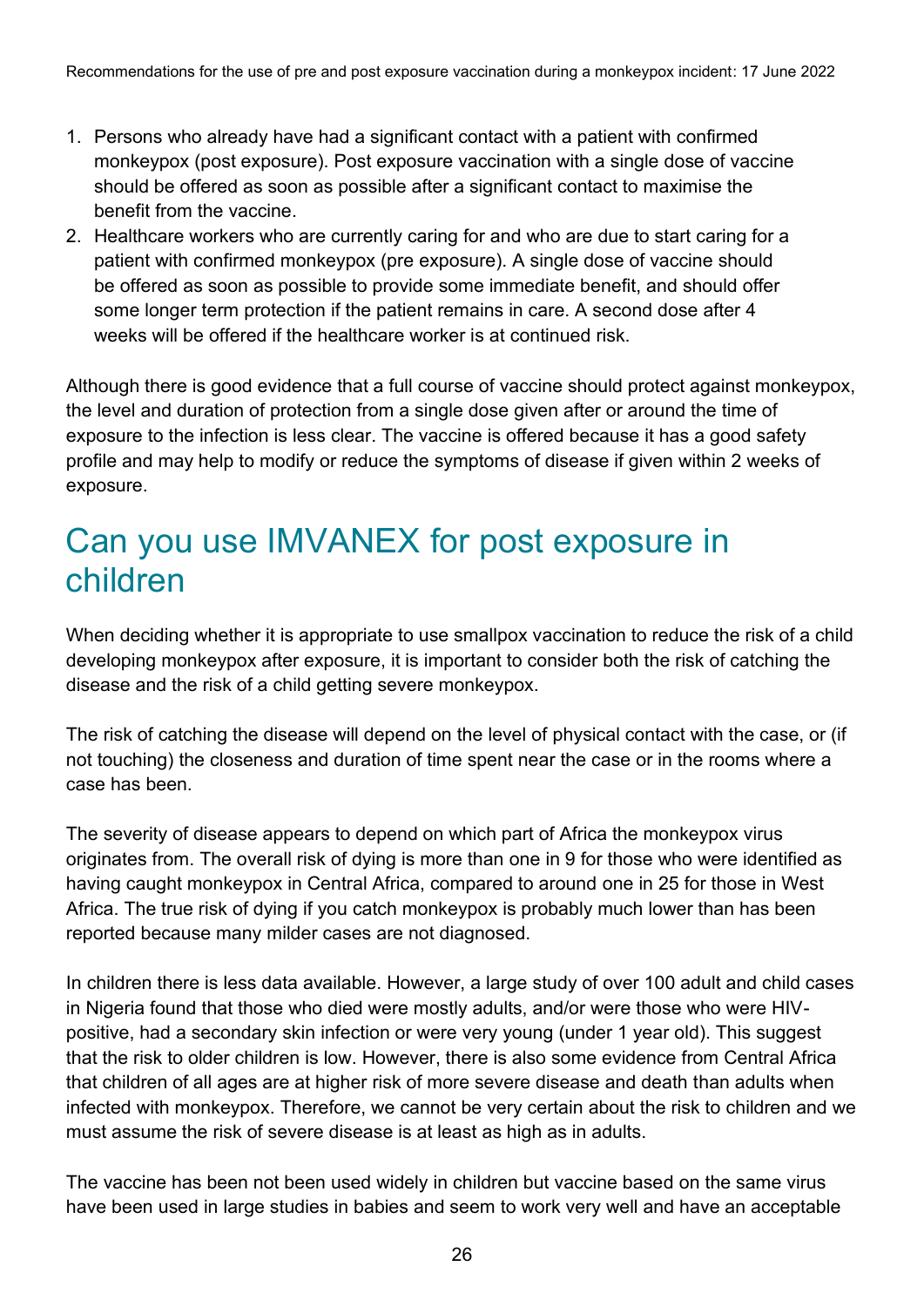1. Persons who already have had a significant contact with a patient with confirmed monkeypox (post exposure). Post exposure vaccination with a single dose of vaccine should be offered as soon as possible after a significant contact to maximise the benefit from the vaccine.
2. Healthcare workers who are currently caring for and who are due to start caring for a patient with confirmed monkeypox (pre exposure). A single dose of vaccine should be offered as soon as possible to provide some immediate benefit, and should offer some longer term protection if the patient remains in care. A second dose after 4 weeks will be offered if the healthcare worker is at continued risk.

Although there is good evidence that a full course of vaccine should protect against monkeypox, the level and duration of protection from a single dose given after or around the time of exposure to the infection is less clear. The vaccine is offered because it has a good safety profile and may help to modify or reduce the symptoms of disease if given within 2 weeks of exposure.

## Can you use IMVANEX for post exposure in children

When deciding whether it is appropriate to use smallpox vaccination to reduce the risk of a child developing monkeypox after exposure, it is important to consider both the risk of catching the disease and the risk of a child getting severe monkeypox.

The risk of catching the disease will depend on the level of physical contact with the case, or (if not touching) the closeness and duration of time spent near the case or in the rooms where a case has been.

The severity of disease appears to depend on which part of Africa the monkeypox virus originates from. The overall risk of dying is more than one in 9 for those who were identified as having caught monkeypox in Central Africa, compared to around one in 25 for those in West Africa. The true risk of dying if you catch monkeypox is probably much lower than has been reported because many milder cases are not diagnosed.

In children there is less data available. However, a large study of over 100 adult and child cases in Nigeria found that those who died were mostly adults, and/or were those who were HIV-positive, had a secondary skin infection or were very young (under 1 year old). This suggest that the risk to older children is low. However, there is also some evidence from Central Africa that children of all ages are at higher risk of more severe disease and death than adults when infected with monkeypox. Therefore, we cannot be very certain about the risk to children and we must assume the risk of severe disease is at least as high as in adults.

The vaccine has been not been used widely in children but vaccine based on the same virus have been used in large studies in babies and seem to work very well and have an acceptable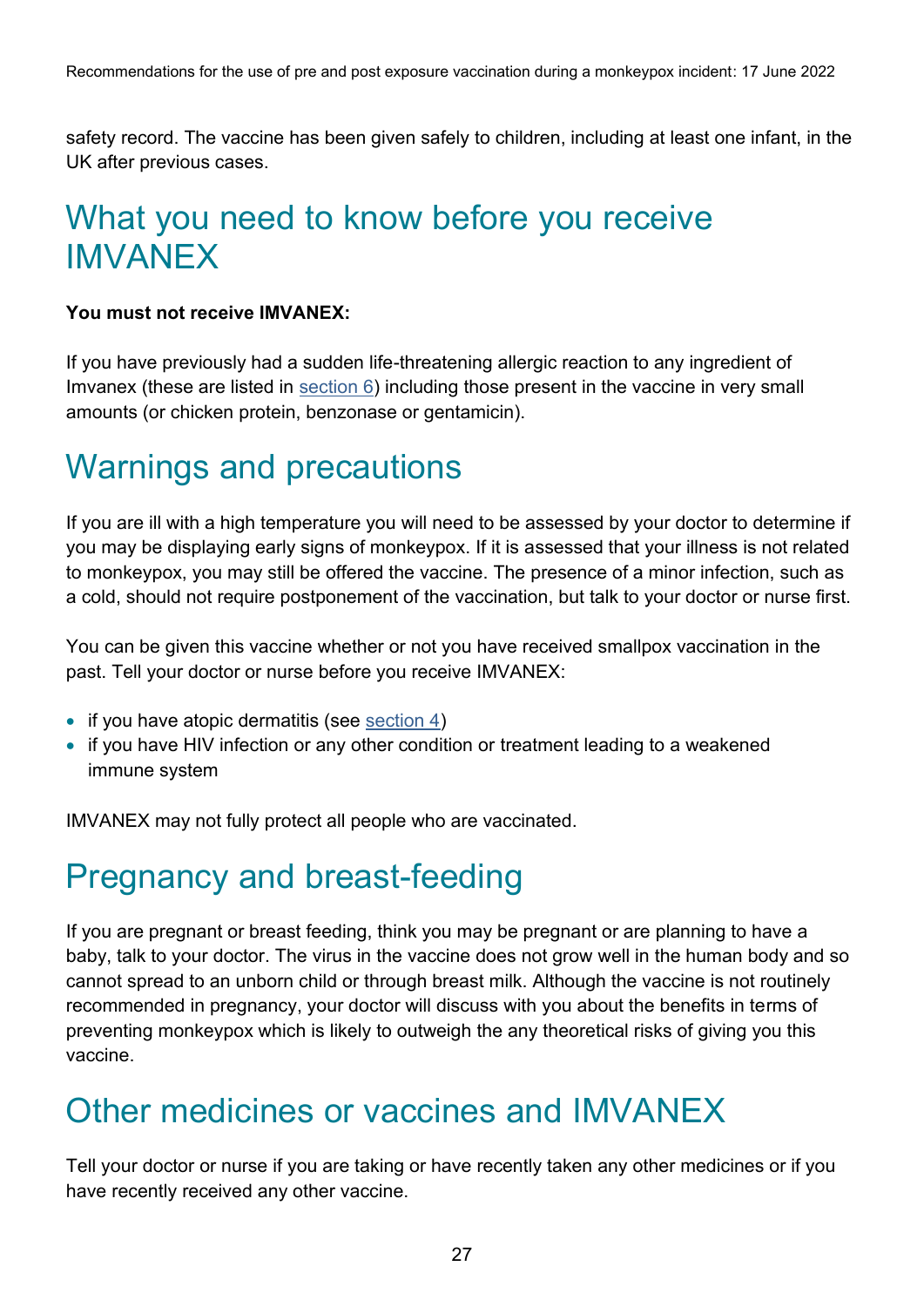safety record. The vaccine has been given safely to children, including at least one infant, in the UK after previous cases.

## What you need to know before you receive IMVANEX

**You must not receive IMVANEX:**

If you have previously had a sudden life-threatening allergic reaction to any ingredient of Imvanex (these are listed in section 6) including those present in the vaccine in very small amounts (or chicken protein, benzonase or gentamicin).

## Warnings and precautions

If you are ill with a high temperature you will need to be assessed by your doctor to determine if you may be displaying early signs of monkeypox. If it is assessed that your illness is not related to monkeypox, you may still be offered the vaccine. The presence of a minor infection, such as a cold, should not require postponement of the vaccination, but talk to your doctor or nurse first.

You can be given this vaccine whether or not you have received smallpox vaccination in the past. Tell your doctor or nurse before you receive IMVANEX:

- if you have atopic dermatitis (see section 4)
- if you have HIV infection or any other condition or treatment leading to a weakened immune system

IMVANEX may not fully protect all people who are vaccinated.

## Pregnancy and breast-feeding

If you are pregnant or breast feeding, think you may be pregnant or are planning to have a baby, talk to your doctor. The virus in the vaccine does not grow well in the human body and so cannot spread to an unborn child or through breast milk. Although the vaccine is not routinely recommended in pregnancy, your doctor will discuss with you about the benefits in terms of preventing monkeypox which is likely to outweigh the any theoretical risks of giving you this vaccine.

## Other medicines or vaccines and IMVANEX

Tell your doctor or nurse if you are taking or have recently taken any other medicines or if you have recently received any other vaccine.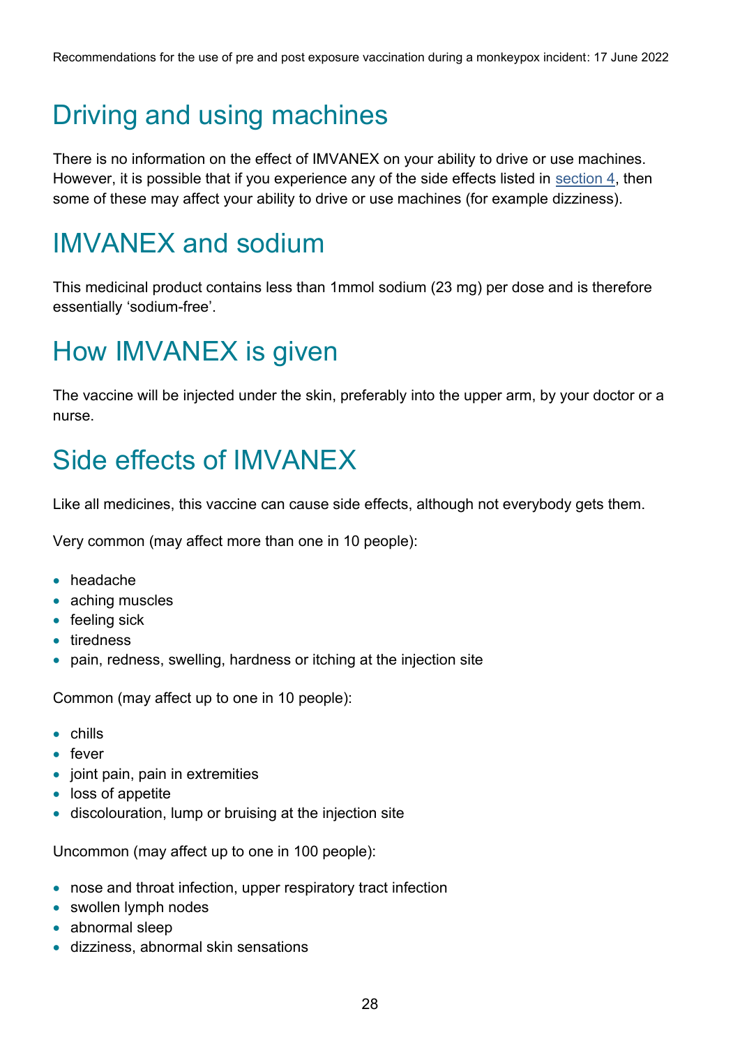## Driving and using machines

There is no information on the effect of IMVANEX on your ability to drive or use machines. However, it is possible that if you experience any of the side effects listed in section 4, then some of these may affect your ability to drive or use machines (for example dizziness).

## IMVANEX and sodium

This medicinal product contains less than 1mmol sodium (23 mg) per dose and is therefore essentially 'sodium-free'.

## How IMVANEX is given

The vaccine will be injected under the skin, preferably into the upper arm, by your doctor or a nurse.

## Side effects of IMVANEX

Like all medicines, this vaccine can cause side effects, although not everybody gets them.

Very common (may affect more than one in 10 people):

- headache
- aching muscles
- feeling sick
- tiredness
- pain, redness, swelling, hardness or itching at the injection site

Common (may affect up to one in 10 people):

- chills
- fever
- joint pain, pain in extremities
- loss of appetite
- discolouration, lump or bruising at the injection site

Uncommon (may affect up to one in 100 people):

- nose and throat infection, upper respiratory tract infection
- swollen lymph nodes
- abnormal sleep
- dizziness, abnormal skin sensations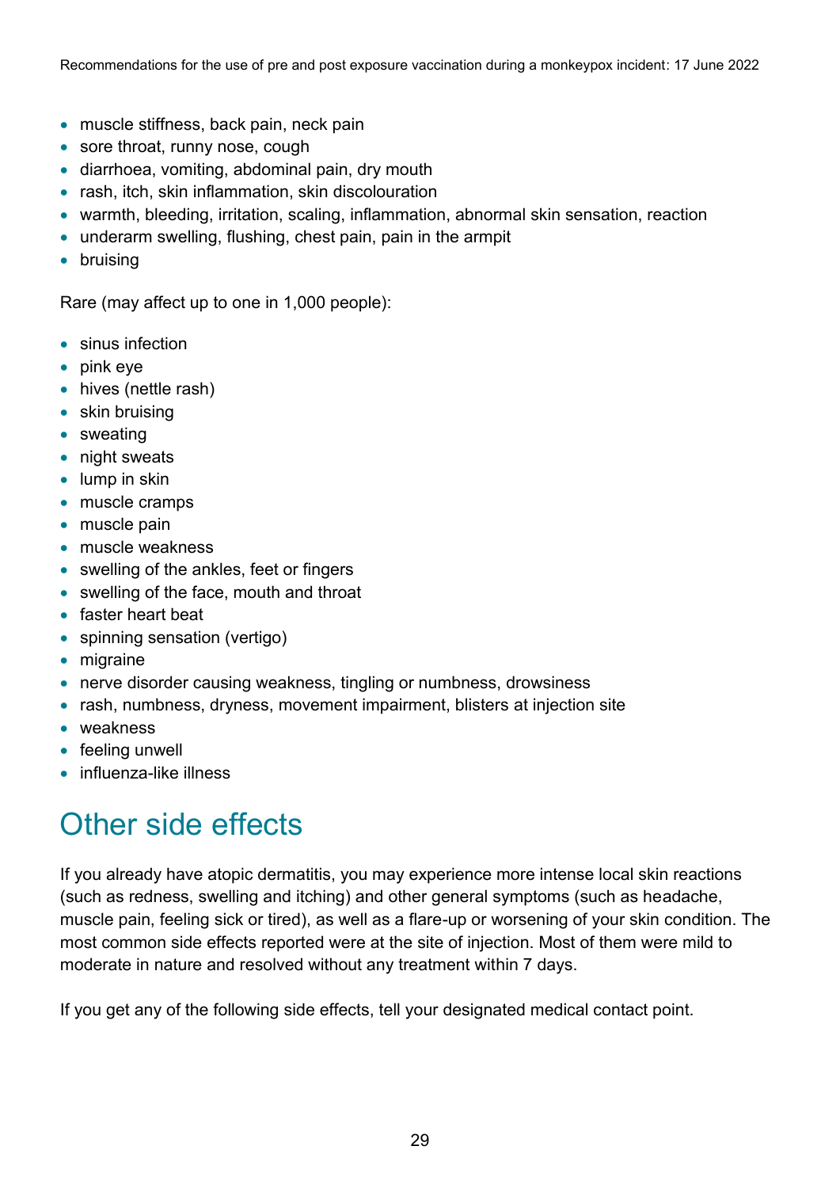- muscle stiffness, back pain, neck pain
- sore throat, runny nose, cough
- diarrhoea, vomiting, abdominal pain, dry mouth
- rash, itch, skin inflammation, skin discolouration
- warmth, bleeding, irritation, scaling, inflammation, abnormal skin sensation, reaction
- underarm swelling, flushing, chest pain, pain in the armpit
- bruising

Rare (may affect up to one in 1,000 people):

- sinus infection
- pink eye
- hives (nettle rash)
- skin bruising
- sweating
- night sweats
- lump in skin
- muscle cramps
- muscle pain
- muscle weakness
- swelling of the ankles, feet or fingers
- swelling of the face, mouth and throat
- faster heart beat
- spinning sensation (vertigo)
- migraine
- nerve disorder causing weakness, tingling or numbness, drowsiness
- rash, numbness, dryness, movement impairment, blisters at injection site
- weakness
- feeling unwell
- influenza-like illness

## Other side effects

If you already have atopic dermatitis, you may experience more intense local skin reactions (such as redness, swelling and itching) and other general symptoms (such as headache, muscle pain, feeling sick or tired), as well as a flare-up or worsening of your skin condition. The most common side effects reported were at the site of injection. Most of them were mild to moderate in nature and resolved without any treatment within 7 days.

If you get any of the following side effects, tell your designated medical contact point.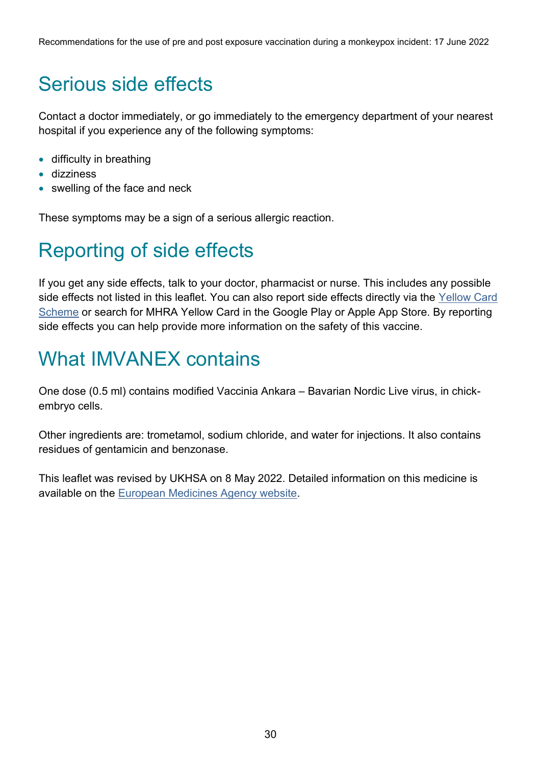## Serious side effects

Contact a doctor immediately, or go immediately to the emergency department of your nearest hospital if you experience any of the following symptoms:

- difficulty in breathing
- dizziness
- swelling of the face and neck

These symptoms may be a sign of a serious allergic reaction.

## Reporting of side effects

If you get any side effects, talk to your doctor, pharmacist or nurse. This includes any possible side effects not listed in this leaflet. You can also report side effects directly via the Yellow Card Scheme or search for MHRA Yellow Card in the Google Play or Apple App Store. By reporting side effects you can help provide more information on the safety of this vaccine.

## What IMVANEX contains

One dose (0.5 ml) contains modified Vaccinia Ankara – Bavarian Nordic Live virus, in chick-embryo cells.

Other ingredients are: trometamol, sodium chloride, and water for injections. It also contains residues of gentamicin and benzonase.

This leaflet was revised by UKHSA on 8 May 2022. Detailed information on this medicine is available on the European Medicines Agency website.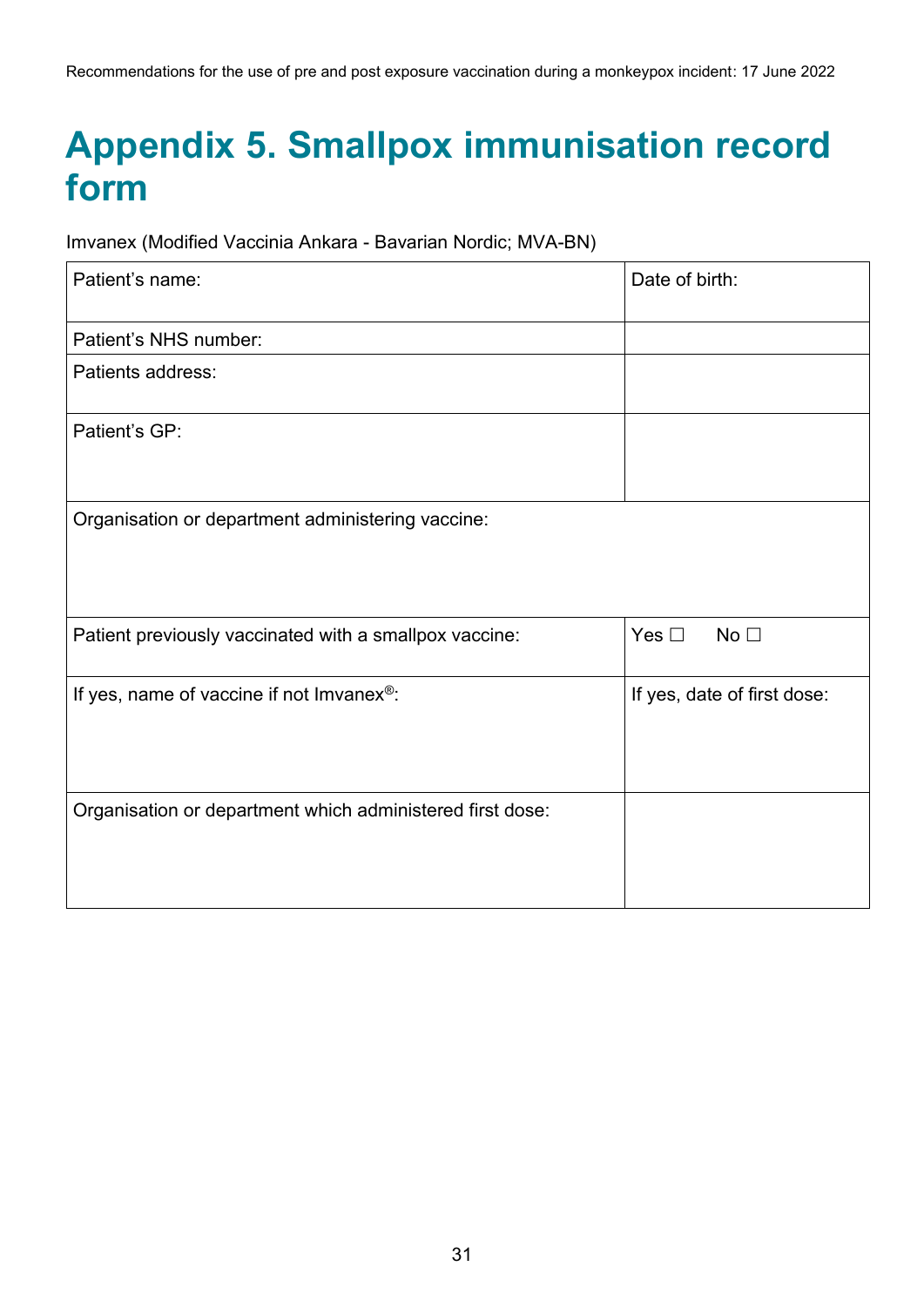# Appendix 5. Smallpox immunisation record form

Imvanex (Modified Vaccinia Ankara - Bavarian Nordic; MVA-BN)

| Patient's name: | Date of birth: |
|---|---|
| Patient's NHS number: | |
| Patients address: | |
| Patient's GP: | |
| Organisation or department administering vaccine: | |
| Patient previously vaccinated with a smallpox vaccine: | Yes ☐ No ☐ |
| If yes, name of vaccine if not Imvanex®: | If yes, date of first dose: |
| Organisation or department which administered first dose: | |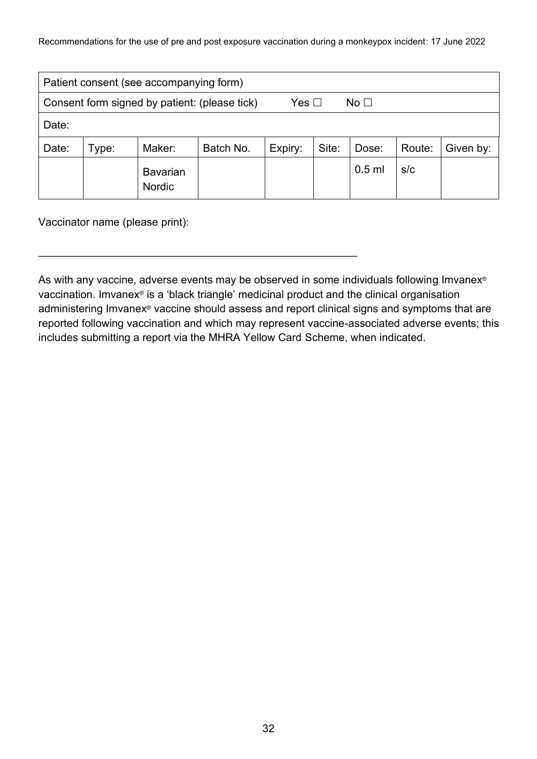| Patient consent (see accompanying form) | | | | | | | | |
|---|---|---|---|---|---|---|---|---|
| Consent form signed by patient: (please tick) Yes ☐ No ☐ | | | | | | | | |
| Date: | | | | | | | | |
| Date: | Type: | Maker: | Batch No. | Expiry: | Site: | Dose: | Route: | Given by: |
| | | Bavarian Nordic | | | | 0.5 ml | s/c | |

Vaccinator name (please print):

\_\_\_\_\_\_\_\_\_\_\_\_\_\_\_\_\_\_\_\_\_\_\_\_\_\_\_\_\_\_\_\_\_\_\_\_\_\_\_\_\_\_\_\_\_\_\_\_\_\_\_\_\_

As with any vaccine, adverse events may be observed in some individuals following Imvanex® vaccination. Imvanex® is a 'black triangle' medicinal product and the clinical organisation administering Imvanex® vaccine should assess and report clinical signs and symptoms that are reported following vaccination and which may represent vaccine-associated adverse events; this includes submitting a report via the MHRA Yellow Card Scheme, when indicated.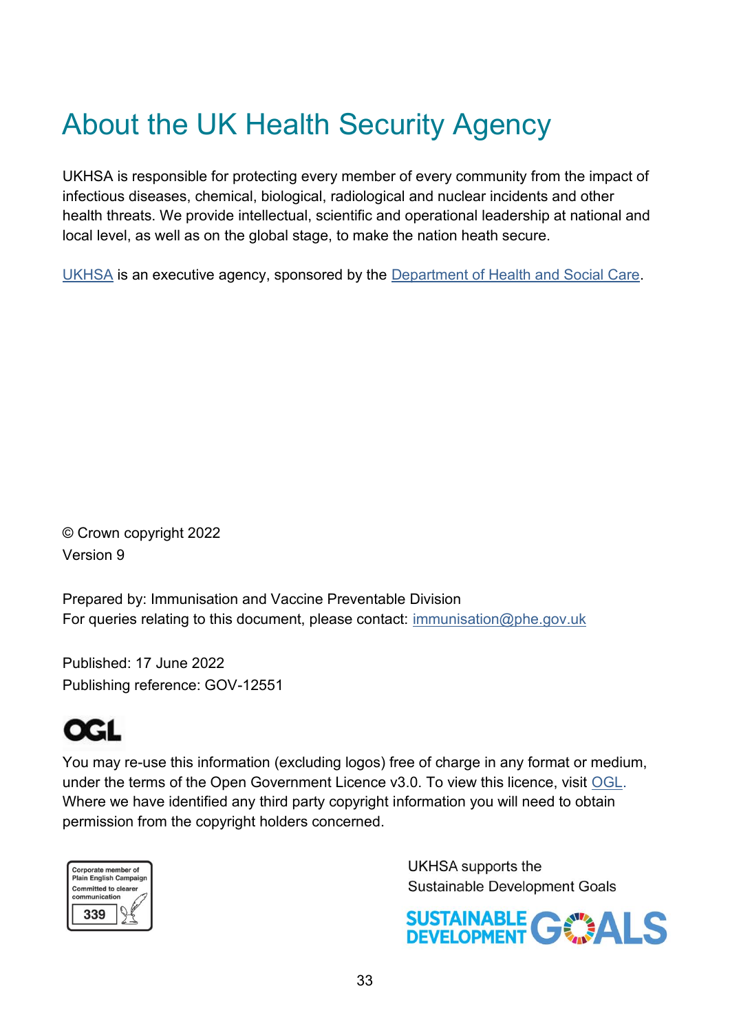# About the UK Health Security Agency

UKHSA is responsible for protecting every member of every community from the impact of infectious diseases, chemical, biological, radiological and nuclear incidents and other health threats. We provide intellectual, scientific and operational leadership at national and local level, as well as on the global stage, to make the nation heath secure.

UKHSA is an executive agency, sponsored by the Department of Health and Social Care.

© Crown copyright 2022
Version 9

Prepared by: Immunisation and Vaccine Preventable Division
For queries relating to this document, please contact: immunisation@phe.gov.uk

Published: 17 June 2022
Publishing reference: GOV-12551

OGL

You may re-use this information (excluding logos) free of charge in any format or medium, under the terms of the Open Government Licence v3.0. To view this licence, visit OGL. Where we have identified any third party copyright information you will need to obtain permission from the copyright holders concerned.

Corporate member of Plain English Campaign
Committed to clearer communication
339

UKHSA supports the Sustainable Development Goals

SUSTAINABLE DEVELOPMENT GOALS